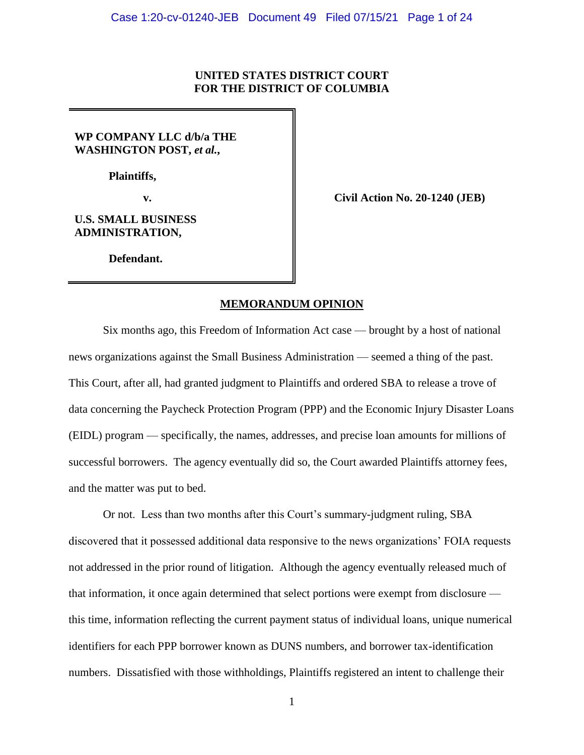**UNITED STATES DISTRICT COURT**
**FOR THE DISTRICT OF COLUMBIA**

**WP COMPANY LLC d/b/a THE WASHINGTON POST, *et al.*,**

**Plaintiffs,**

**v.**

**U.S. SMALL BUSINESS ADMINISTRATION,**

**Defendant.**

**Civil Action No. 20-1240 (JEB)**

## MEMORANDUM OPINION

Six months ago, this Freedom of Information Act case — brought by a host of national news organizations against the Small Business Administration — seemed a thing of the past. This Court, after all, had granted judgment to Plaintiffs and ordered SBA to release a trove of data concerning the Paycheck Protection Program (PPP) and the Economic Injury Disaster Loans (EIDL) program — specifically, the names, addresses, and precise loan amounts for millions of successful borrowers. The agency eventually did so, the Court awarded Plaintiffs attorney fees, and the matter was put to bed.

Or not. Less than two months after this Court's summary-judgment ruling, SBA discovered that it possessed additional data responsive to the news organizations' FOIA requests not addressed in the prior round of litigation. Although the agency eventually released much of that information, it once again determined that select portions were exempt from disclosure — this time, information reflecting the current payment status of individual loans, unique numerical identifiers for each PPP borrower known as DUNS numbers, and borrower tax-identification numbers. Dissatisfied with those withholdings, Plaintiffs registered an intent to challenge their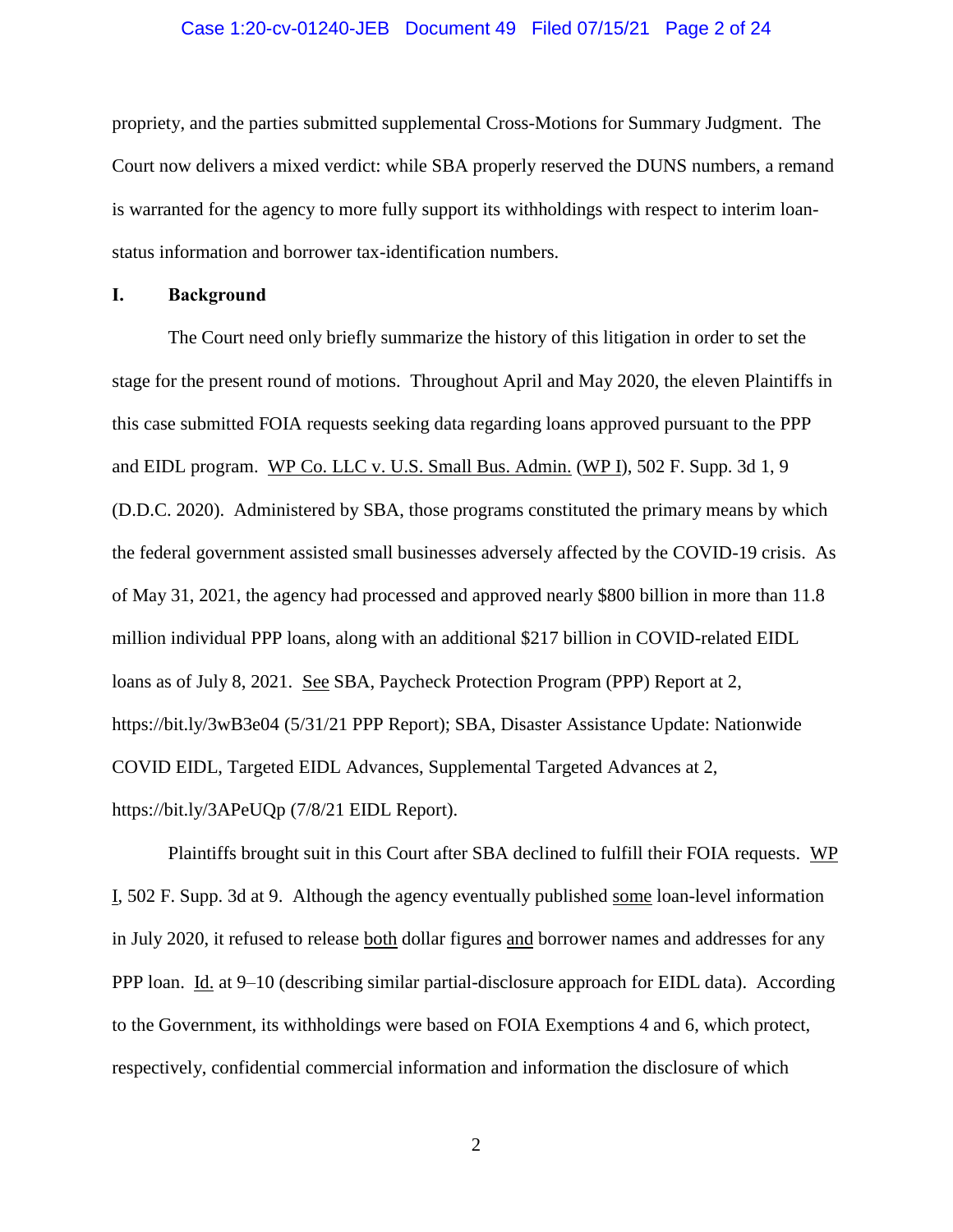propriety, and the parties submitted supplemental Cross-Motions for Summary Judgment. The Court now delivers a mixed verdict: while SBA properly reserved the DUNS numbers, a remand is warranted for the agency to more fully support its withholdings with respect to interim loan-status information and borrower tax-identification numbers.

## I. Background

The Court need only briefly summarize the history of this litigation in order to set the stage for the present round of motions. Throughout April and May 2020, the eleven Plaintiffs in this case submitted FOIA requests seeking data regarding loans approved pursuant to the PPP and EIDL program. WP Co. LLC v. U.S. Small Bus. Admin. (WP I), 502 F. Supp. 3d 1, 9 (D.D.C. 2020). Administered by SBA, those programs constituted the primary means by which the federal government assisted small businesses adversely affected by the COVID-19 crisis. As of May 31, 2021, the agency had processed and approved nearly $800 billion in more than 11.8 million individual PPP loans, along with an additional $217 billion in COVID-related EIDL loans as of July 8, 2021. See SBA, Paycheck Protection Program (PPP) Report at 2, https://bit.ly/3wB3e04 (5/31/21 PPP Report); SBA, Disaster Assistance Update: Nationwide COVID EIDL, Targeted EIDL Advances, Supplemental Targeted Advances at 2, https://bit.ly/3APeUQp (7/8/21 EIDL Report).

Plaintiffs brought suit in this Court after SBA declined to fulfill their FOIA requests. WP I, 502 F. Supp. 3d at 9. Although the agency eventually published some loan-level information in July 2020, it refused to release both dollar figures and borrower names and addresses for any PPP loan. Id. at 9–10 (describing similar partial-disclosure approach for EIDL data). According to the Government, its withholdings were based on FOIA Exemptions 4 and 6, which protect, respectively, confidential commercial information and information the disclosure of which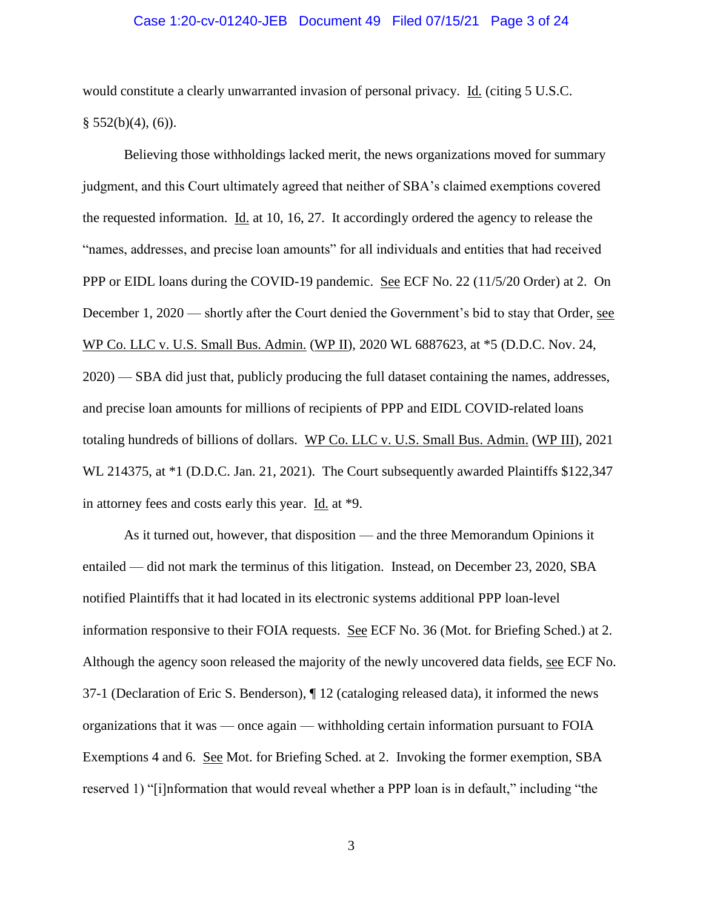would constitute a clearly unwarranted invasion of personal privacy. Id. (citing 5 U.S.C. § 552(b)(4), (6)).

Believing those withholdings lacked merit, the news organizations moved for summary judgment, and this Court ultimately agreed that neither of SBA's claimed exemptions covered the requested information. Id. at 10, 16, 27. It accordingly ordered the agency to release the "names, addresses, and precise loan amounts" for all individuals and entities that had received PPP or EIDL loans during the COVID-19 pandemic. See ECF No. 22 (11/5/20 Order) at 2. On December 1, 2020 — shortly after the Court denied the Government's bid to stay that Order, see WP Co. LLC v. U.S. Small Bus. Admin. (WP II), 2020 WL 6887623, at *5 (D.D.C. Nov. 24, 2020) — SBA did just that, publicly producing the full dataset containing the names, addresses, and precise loan amounts for millions of recipients of PPP and EIDL COVID-related loans totaling hundreds of billions of dollars. WP Co. LLC v. U.S. Small Bus. Admin. (WP III), 2021 WL 214375, at *1 (D.D.C. Jan. 21, 2021). The Court subsequently awarded Plaintiffs $122,347 in attorney fees and costs early this year. Id. at *9.

As it turned out, however, that disposition — and the three Memorandum Opinions it entailed — did not mark the terminus of this litigation. Instead, on December 23, 2020, SBA notified Plaintiffs that it had located in its electronic systems additional PPP loan-level information responsive to their FOIA requests. See ECF No. 36 (Mot. for Briefing Sched.) at 2. Although the agency soon released the majority of the newly uncovered data fields, see ECF No. 37-1 (Declaration of Eric S. Benderson), ¶ 12 (cataloging released data), it informed the news organizations that it was — once again — withholding certain information pursuant to FOIA Exemptions 4 and 6. See Mot. for Briefing Sched. at 2. Invoking the former exemption, SBA reserved 1) "[i]nformation that would reveal whether a PPP loan is in default," including "the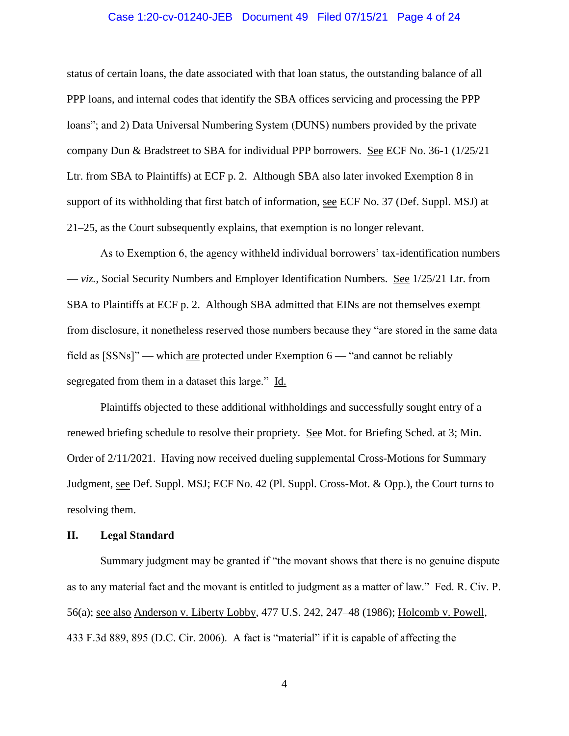status of certain loans, the date associated with that loan status, the outstanding balance of all PPP loans, and internal codes that identify the SBA offices servicing and processing the PPP loans"; and 2) Data Universal Numbering System (DUNS) numbers provided by the private company Dun & Bradstreet to SBA for individual PPP borrowers. See ECF No. 36-1 (1/25/21 Ltr. from SBA to Plaintiffs) at ECF p. 2. Although SBA also later invoked Exemption 8 in support of its withholding that first batch of information, see ECF No. 37 (Def. Suppl. MSJ) at 21–25, as the Court subsequently explains, that exemption is no longer relevant.

As to Exemption 6, the agency withheld individual borrowers' tax-identification numbers — *viz.*, Social Security Numbers and Employer Identification Numbers. See 1/25/21 Ltr. from SBA to Plaintiffs at ECF p. 2. Although SBA admitted that EINs are not themselves exempt from disclosure, it nonetheless reserved those numbers because they "are stored in the same data field as [SSNs]" — which are protected under Exemption 6 — "and cannot be reliably segregated from them in a dataset this large." Id.

Plaintiffs objected to these additional withholdings and successfully sought entry of a renewed briefing schedule to resolve their propriety. See Mot. for Briefing Sched. at 3; Min. Order of 2/11/2021. Having now received dueling supplemental Cross-Motions for Summary Judgment, see Def. Suppl. MSJ; ECF No. 42 (Pl. Suppl. Cross-Mot. & Opp.), the Court turns to resolving them.

## II. Legal Standard

Summary judgment may be granted if "the movant shows that there is no genuine dispute as to any material fact and the movant is entitled to judgment as a matter of law." Fed. R. Civ. P. 56(a); see also Anderson v. Liberty Lobby, 477 U.S. 242, 247–48 (1986); Holcomb v. Powell, 433 F.3d 889, 895 (D.C. Cir. 2006). A fact is "material" if it is capable of affecting the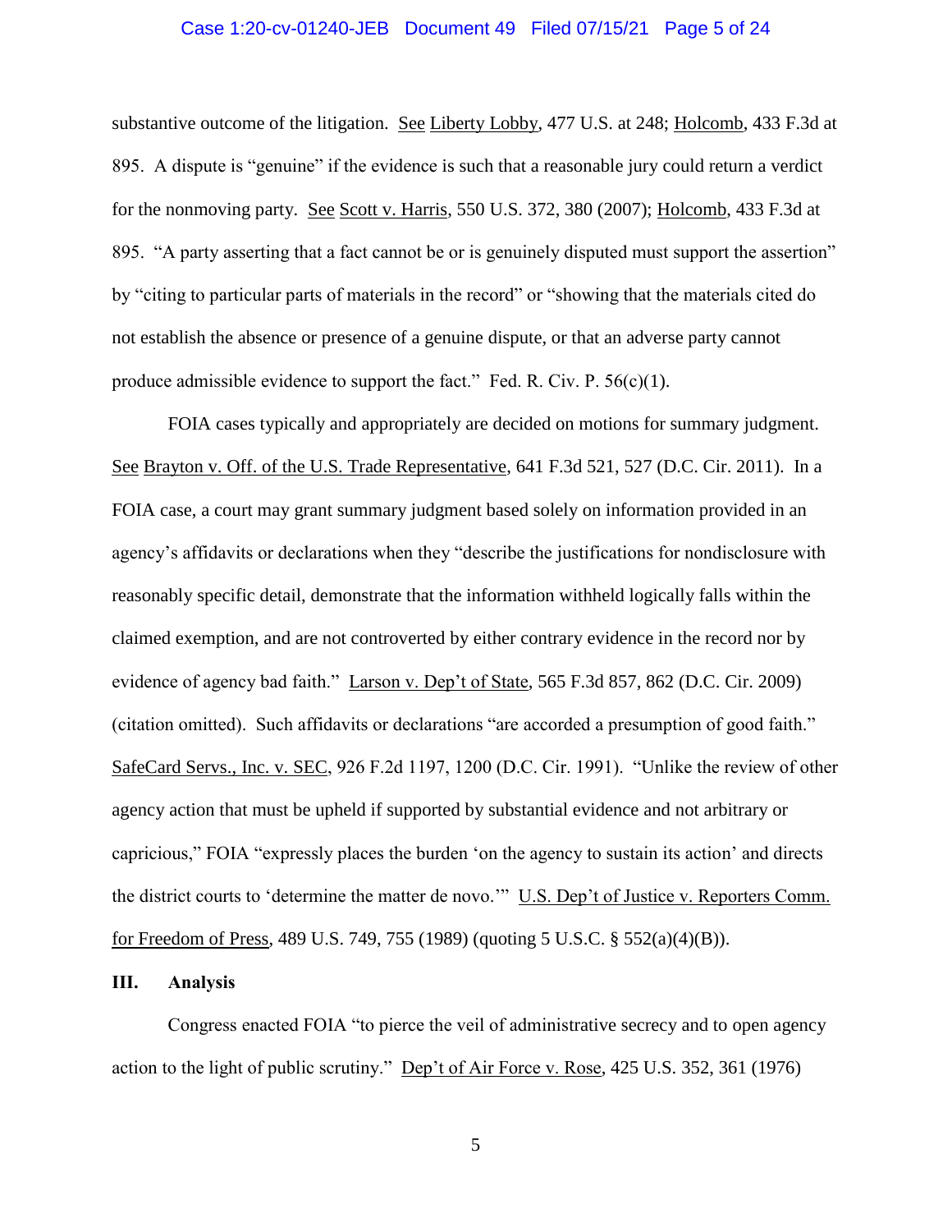substantive outcome of the litigation. See Liberty Lobby, 477 U.S. at 248; Holcomb, 433 F.3d at 895. A dispute is "genuine" if the evidence is such that a reasonable jury could return a verdict for the nonmoving party. See Scott v. Harris, 550 U.S. 372, 380 (2007); Holcomb, 433 F.3d at 895. "A party asserting that a fact cannot be or is genuinely disputed must support the assertion" by "citing to particular parts of materials in the record" or "showing that the materials cited do not establish the absence or presence of a genuine dispute, or that an adverse party cannot produce admissible evidence to support the fact." Fed. R. Civ. P. 56(c)(1).

FOIA cases typically and appropriately are decided on motions for summary judgment. See Brayton v. Off. of the U.S. Trade Representative, 641 F.3d 521, 527 (D.C. Cir. 2011). In a FOIA case, a court may grant summary judgment based solely on information provided in an agency's affidavits or declarations when they "describe the justifications for nondisclosure with reasonably specific detail, demonstrate that the information withheld logically falls within the claimed exemption, and are not controverted by either contrary evidence in the record nor by evidence of agency bad faith." Larson v. Dep't of State, 565 F.3d 857, 862 (D.C. Cir. 2009) (citation omitted). Such affidavits or declarations "are accorded a presumption of good faith." SafeCard Servs., Inc. v. SEC, 926 F.2d 1197, 1200 (D.C. Cir. 1991). "Unlike the review of other agency action that must be upheld if supported by substantial evidence and not arbitrary or capricious," FOIA "expressly places the burden 'on the agency to sustain its action' and directs the district courts to 'determine the matter de novo.'" U.S. Dep't of Justice v. Reporters Comm. for Freedom of Press, 489 U.S. 749, 755 (1989) (quoting 5 U.S.C. § 552(a)(4)(B)).

## III. Analysis

Congress enacted FOIA "to pierce the veil of administrative secrecy and to open agency action to the light of public scrutiny." Dep't of Air Force v. Rose, 425 U.S. 352, 361 (1976)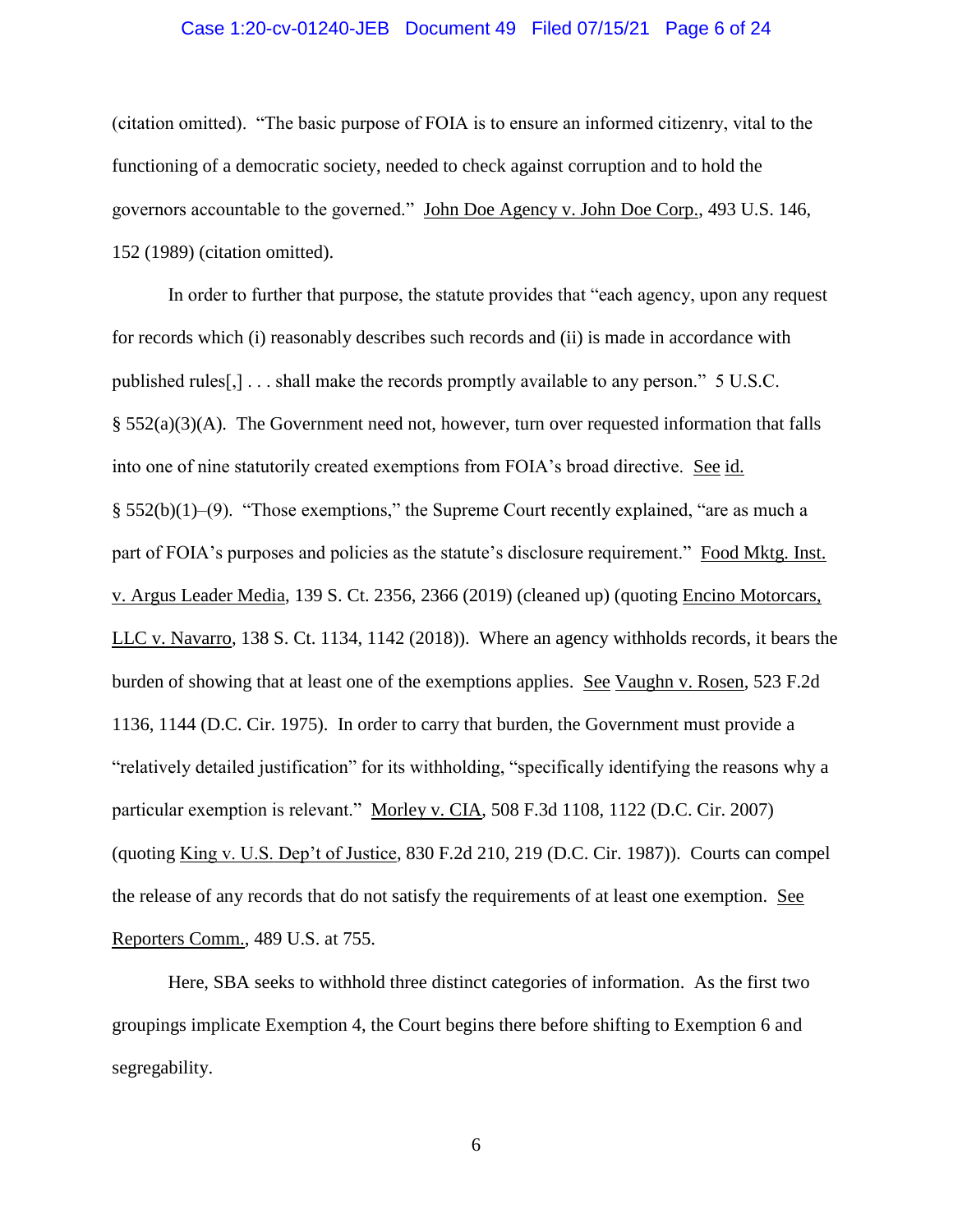(citation omitted). "The basic purpose of FOIA is to ensure an informed citizenry, vital to the functioning of a democratic society, needed to check against corruption and to hold the governors accountable to the governed." John Doe Agency v. John Doe Corp., 493 U.S. 146, 152 (1989) (citation omitted).

In order to further that purpose, the statute provides that "each agency, upon any request for records which (i) reasonably describes such records and (ii) is made in accordance with published rules[,] . . . shall make the records promptly available to any person." 5 U.S.C. § 552(a)(3)(A). The Government need not, however, turn over requested information that falls into one of nine statutorily created exemptions from FOIA's broad directive. See id. § 552(b)(1)–(9). "Those exemptions," the Supreme Court recently explained, "are as much a part of FOIA's purposes and policies as the statute's disclosure requirement." Food Mktg. Inst. v. Argus Leader Media, 139 S. Ct. 2356, 2366 (2019) (cleaned up) (quoting Encino Motorcars, LLC v. Navarro, 138 S. Ct. 1134, 1142 (2018)). Where an agency withholds records, it bears the burden of showing that at least one of the exemptions applies. See Vaughn v. Rosen, 523 F.2d 1136, 1144 (D.C. Cir. 1975). In order to carry that burden, the Government must provide a "relatively detailed justification" for its withholding, "specifically identifying the reasons why a particular exemption is relevant." Morley v. CIA, 508 F.3d 1108, 1122 (D.C. Cir. 2007) (quoting King v. U.S. Dep't of Justice, 830 F.2d 210, 219 (D.C. Cir. 1987)). Courts can compel the release of any records that do not satisfy the requirements of at least one exemption. See Reporters Comm., 489 U.S. at 755.

Here, SBA seeks to withhold three distinct categories of information. As the first two groupings implicate Exemption 4, the Court begins there before shifting to Exemption 6 and segregability.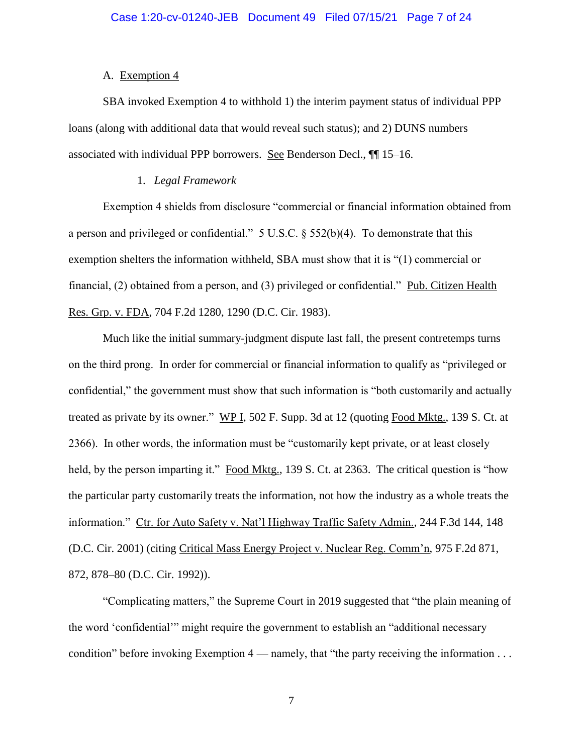A. Exemption 4

SBA invoked Exemption 4 to withhold 1) the interim payment status of individual PPP loans (along with additional data that would reveal such status); and 2) DUNS numbers associated with individual PPP borrowers. See Benderson Decl., ¶¶ 15–16.

1. *Legal Framework*

Exemption 4 shields from disclosure "commercial or financial information obtained from a person and privileged or confidential." 5 U.S.C. § 552(b)(4). To demonstrate that this exemption shelters the information withheld, SBA must show that it is "(1) commercial or financial, (2) obtained from a person, and (3) privileged or confidential." Pub. Citizen Health Res. Grp. v. FDA, 704 F.2d 1280, 1290 (D.C. Cir. 1983).

Much like the initial summary-judgment dispute last fall, the present contretemps turns on the third prong. In order for commercial or financial information to qualify as "privileged or confidential," the government must show that such information is "both customarily and actually treated as private by its owner." WP I, 502 F. Supp. 3d at 12 (quoting Food Mktg., 139 S. Ct. at 2366). In other words, the information must be "customarily kept private, or at least closely held, by the person imparting it." Food Mktg., 139 S. Ct. at 2363. The critical question is "how the particular party customarily treats the information, not how the industry as a whole treats the information." Ctr. for Auto Safety v. Nat'l Highway Traffic Safety Admin., 244 F.3d 144, 148 (D.C. Cir. 2001) (citing Critical Mass Energy Project v. Nuclear Reg. Comm'n, 975 F.2d 871, 872, 878–80 (D.C. Cir. 1992)).

"Complicating matters," the Supreme Court in 2019 suggested that "the plain meaning of the word 'confidential'" might require the government to establish an "additional necessary condition" before invoking Exemption 4 — namely, that "the party receiving the information . . .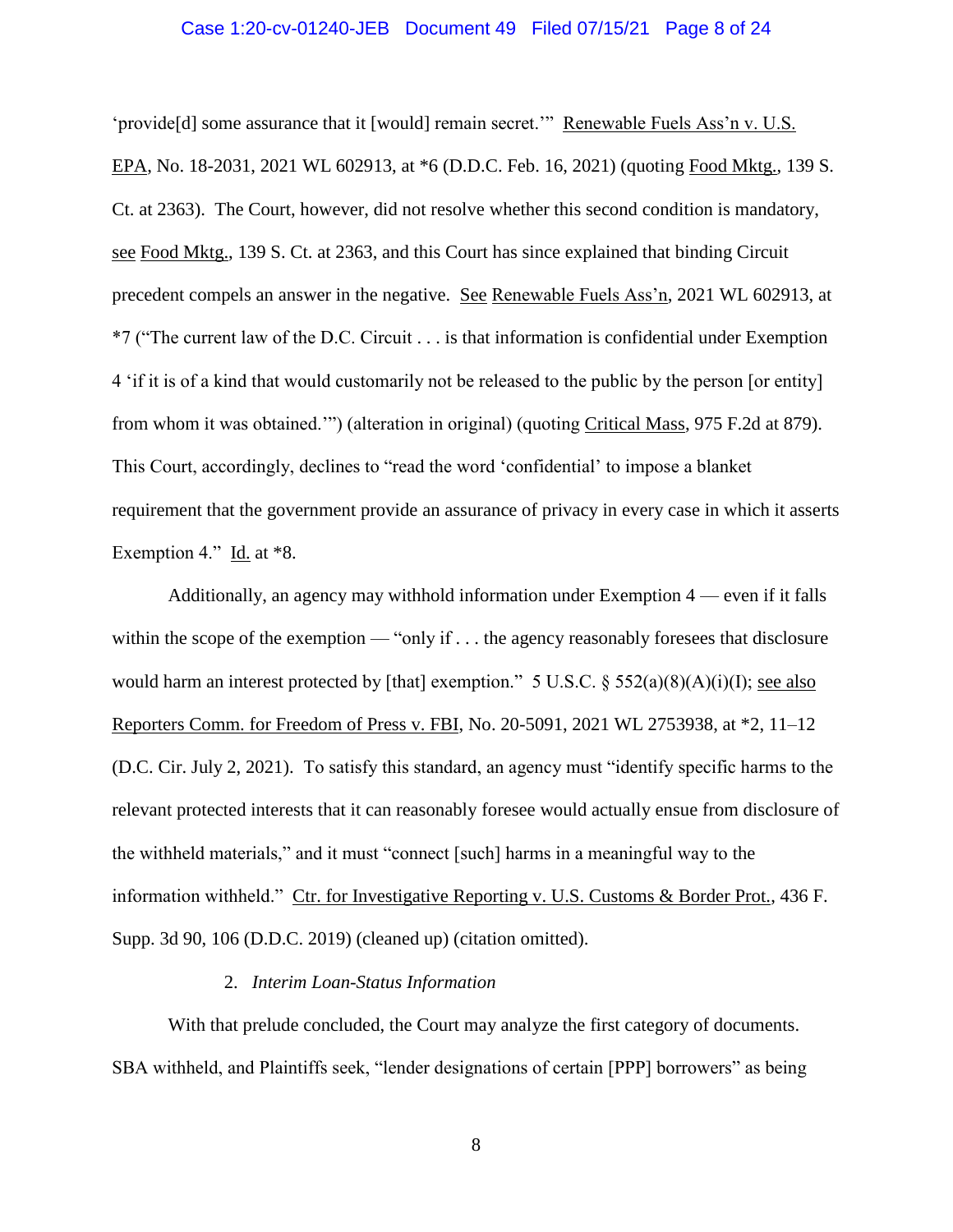'provide[d] some assurance that it [would] remain secret.'" Renewable Fuels Ass'n v. U.S. EPA, No. 18-2031, 2021 WL 602913, at *6 (D.D.C. Feb. 16, 2021) (quoting Food Mktg., 139 S. Ct. at 2363). The Court, however, did not resolve whether this second condition is mandatory, see Food Mktg., 139 S. Ct. at 2363, and this Court has since explained that binding Circuit precedent compels an answer in the negative. See Renewable Fuels Ass'n, 2021 WL 602913, at *7 ("The current law of the D.C. Circuit . . . is that information is confidential under Exemption 4 'if it is of a kind that would customarily not be released to the public by the person [or entity] from whom it was obtained.'") (alteration in original) (quoting Critical Mass, 975 F.2d at 879). This Court, accordingly, declines to "read the word 'confidential' to impose a blanket requirement that the government provide an assurance of privacy in every case in which it asserts Exemption 4." Id. at *8.

Additionally, an agency may withhold information under Exemption 4 — even if it falls within the scope of the exemption — "only if . . . the agency reasonably foresees that disclosure would harm an interest protected by [that] exemption." 5 U.S.C. § 552(a)(8)(A)(i)(I); see also Reporters Comm. for Freedom of Press v. FBI, No. 20-5091, 2021 WL 2753938, at *2, 11–12 (D.C. Cir. July 2, 2021). To satisfy this standard, an agency must "identify specific harms to the relevant protected interests that it can reasonably foresee would actually ensue from disclosure of the withheld materials," and it must "connect [such] harms in a meaningful way to the information withheld." Ctr. for Investigative Reporting v. U.S. Customs & Border Prot., 436 F. Supp. 3d 90, 106 (D.D.C. 2019) (cleaned up) (citation omitted).

### 2. *Interim Loan-Status Information*

With that prelude concluded, the Court may analyze the first category of documents. SBA withheld, and Plaintiffs seek, "lender designations of certain [PPP] borrowers" as being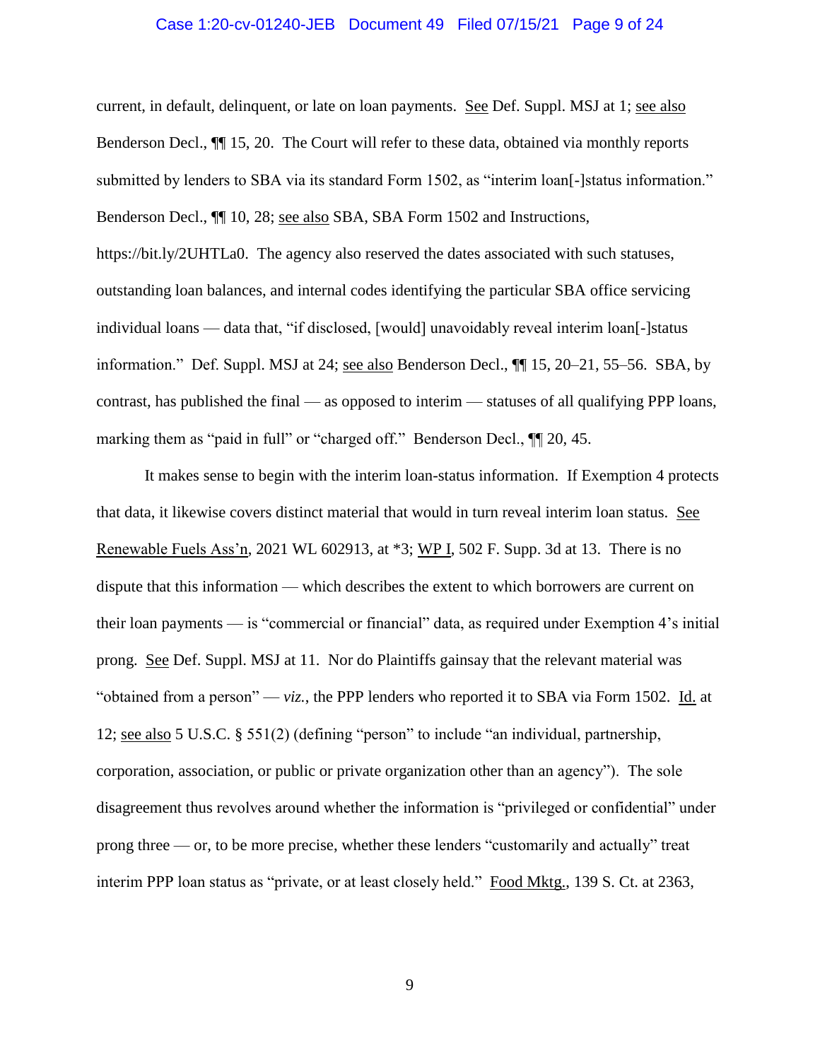current, in default, delinquent, or late on loan payments. See Def. Suppl. MSJ at 1; see also Benderson Decl., ¶¶ 15, 20. The Court will refer to these data, obtained via monthly reports submitted by lenders to SBA via its standard Form 1502, as "interim loan[-]status information." Benderson Decl., ¶¶ 10, 28; see also SBA, SBA Form 1502 and Instructions, https://bit.ly/2UHTLa0. The agency also reserved the dates associated with such statuses, outstanding loan balances, and internal codes identifying the particular SBA office servicing individual loans — data that, "if disclosed, [would] unavoidably reveal interim loan[-]status information." Def. Suppl. MSJ at 24; see also Benderson Decl., ¶¶ 15, 20–21, 55–56. SBA, by contrast, has published the final — as opposed to interim — statuses of all qualifying PPP loans, marking them as "paid in full" or "charged off." Benderson Decl., ¶¶ 20, 45.

It makes sense to begin with the interim loan-status information. If Exemption 4 protects that data, it likewise covers distinct material that would in turn reveal interim loan status. See Renewable Fuels Ass'n, 2021 WL 602913, at *3; WP I, 502 F. Supp. 3d at 13. There is no dispute that this information — which describes the extent to which borrowers are current on their loan payments — is "commercial or financial" data, as required under Exemption 4's initial prong. See Def. Suppl. MSJ at 11. Nor do Plaintiffs gainsay that the relevant material was "obtained from a person" — *viz.*, the PPP lenders who reported it to SBA via Form 1502. Id. at 12; see also 5 U.S.C. § 551(2) (defining "person" to include "an individual, partnership, corporation, association, or public or private organization other than an agency"). The sole disagreement thus revolves around whether the information is "privileged or confidential" under prong three — or, to be more precise, whether these lenders "customarily and actually" treat interim PPP loan status as "private, or at least closely held." Food Mktg., 139 S. Ct. at 2363,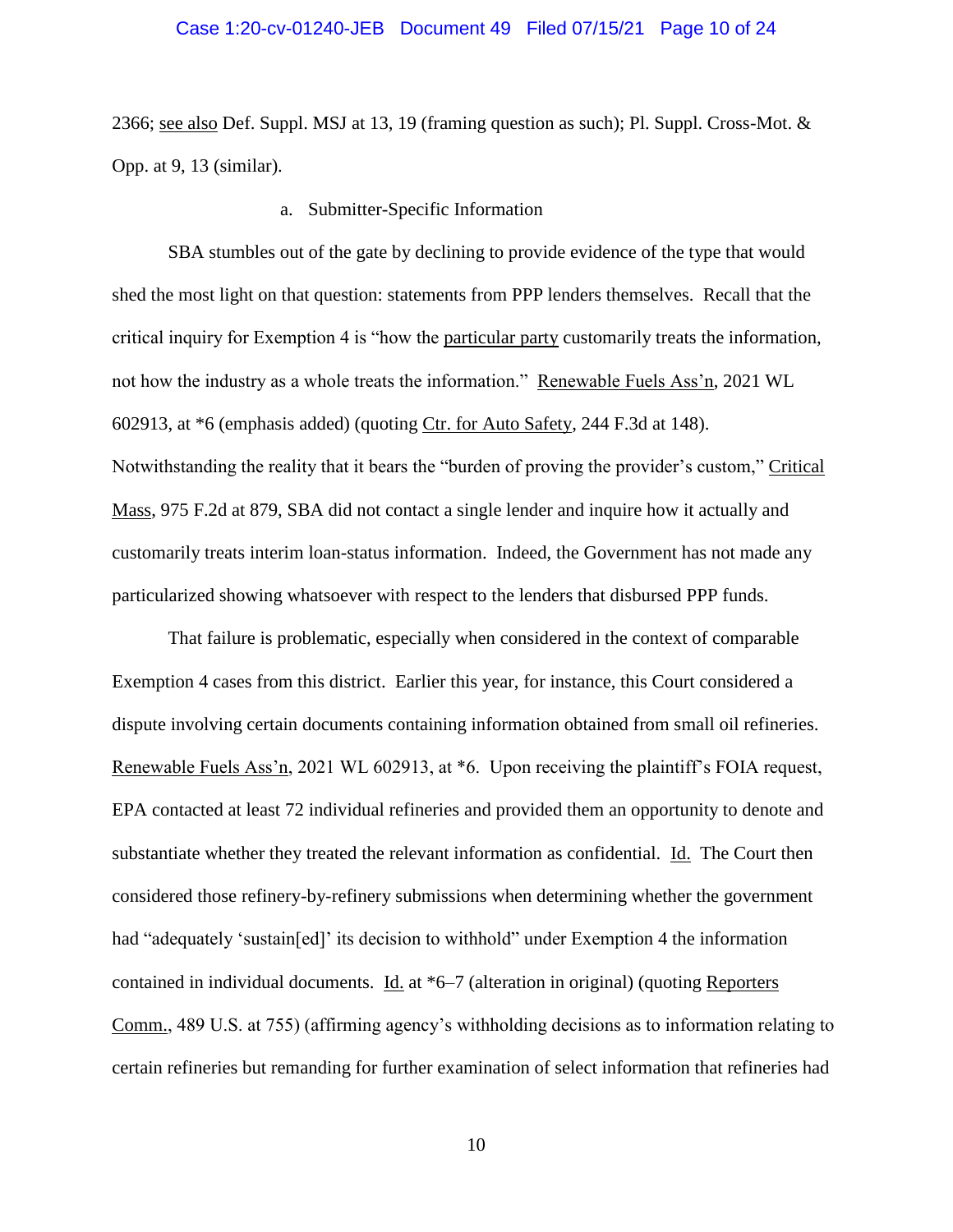2366; see also Def. Suppl. MSJ at 13, 19 (framing question as such); Pl. Suppl. Cross-Mot. & Opp. at 9, 13 (similar).

a. Submitter-Specific Information

SBA stumbles out of the gate by declining to provide evidence of the type that would shed the most light on that question: statements from PPP lenders themselves. Recall that the critical inquiry for Exemption 4 is "how the particular party customarily treats the information, not how the industry as a whole treats the information." Renewable Fuels Ass'n, 2021 WL 602913, at *6 (emphasis added) (quoting Ctr. for Auto Safety, 244 F.3d at 148). Notwithstanding the reality that it bears the "burden of proving the provider's custom," Critical Mass, 975 F.2d at 879, SBA did not contact a single lender and inquire how it actually and customarily treats interim loan-status information. Indeed, the Government has not made any particularized showing whatsoever with respect to the lenders that disbursed PPP funds.

That failure is problematic, especially when considered in the context of comparable Exemption 4 cases from this district. Earlier this year, for instance, this Court considered a dispute involving certain documents containing information obtained from small oil refineries. Renewable Fuels Ass'n, 2021 WL 602913, at *6. Upon receiving the plaintiff's FOIA request, EPA contacted at least 72 individual refineries and provided them an opportunity to denote and substantiate whether they treated the relevant information as confidential. Id. The Court then considered those refinery-by-refinery submissions when determining whether the government had "adequately 'sustain[ed]' its decision to withhold" under Exemption 4 the information contained in individual documents. Id. at *6–7 (alteration in original) (quoting Reporters Comm., 489 U.S. at 755) (affirming agency's withholding decisions as to information relating to certain refineries but remanding for further examination of select information that refineries had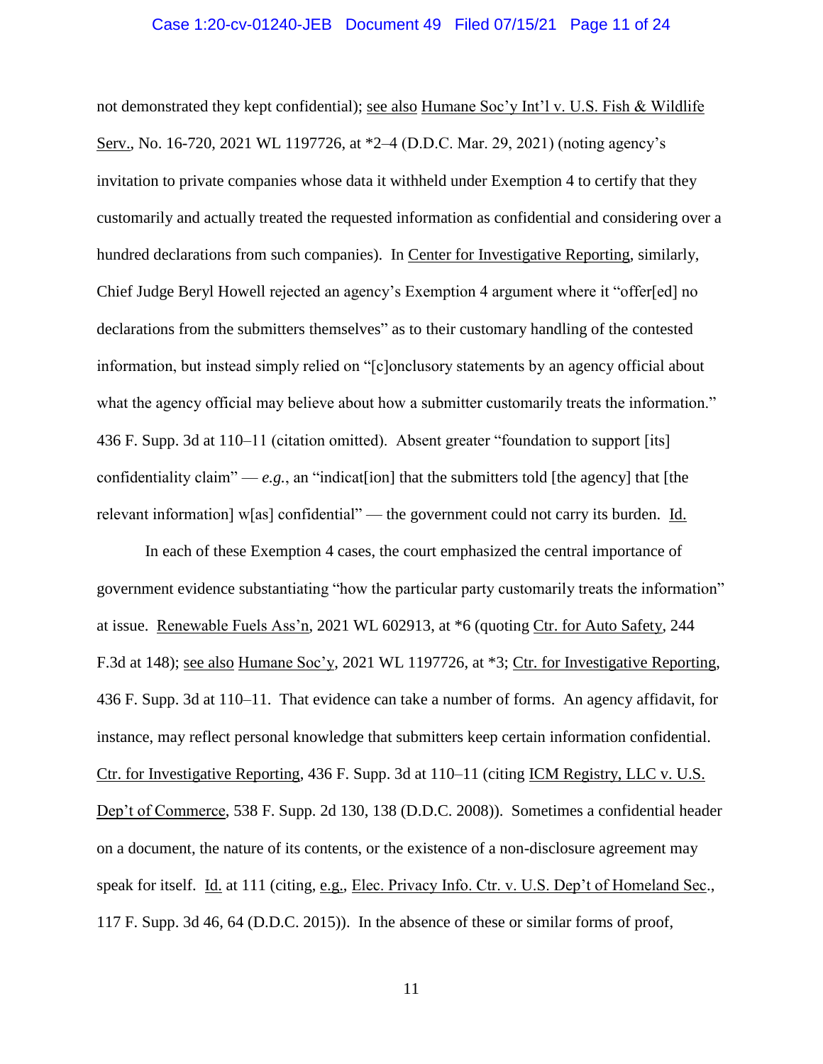not demonstrated they kept confidential); see also Humane Soc'y Int'l v. U.S. Fish & Wildlife Serv., No. 16-720, 2021 WL 1197726, at *2–4 (D.D.C. Mar. 29, 2021) (noting agency's invitation to private companies whose data it withheld under Exemption 4 to certify that they customarily and actually treated the requested information as confidential and considering over a hundred declarations from such companies). In Center for Investigative Reporting, similarly, Chief Judge Beryl Howell rejected an agency's Exemption 4 argument where it "offer[ed] no declarations from the submitters themselves" as to their customary handling of the contested information, but instead simply relied on "[c]onclusory statements by an agency official about what the agency official may believe about how a submitter customarily treats the information." 436 F. Supp. 3d at 110–11 (citation omitted). Absent greater "foundation to support [its] confidentiality claim" — *e.g.*, an "indicat[ion] that the submitters told [the agency] that [the relevant information] w[as] confidential" — the government could not carry its burden. Id.

In each of these Exemption 4 cases, the court emphasized the central importance of government evidence substantiating "how the particular party customarily treats the information" at issue. Renewable Fuels Ass'n, 2021 WL 602913, at *6 (quoting Ctr. for Auto Safety, 244 F.3d at 148); see also Humane Soc'y, 2021 WL 1197726, at *3; Ctr. for Investigative Reporting, 436 F. Supp. 3d at 110–11. That evidence can take a number of forms. An agency affidavit, for instance, may reflect personal knowledge that submitters keep certain information confidential. Ctr. for Investigative Reporting, 436 F. Supp. 3d at 110–11 (citing ICM Registry, LLC v. U.S. Dep't of Commerce, 538 F. Supp. 2d 130, 138 (D.D.C. 2008)). Sometimes a confidential header on a document, the nature of its contents, or the existence of a non-disclosure agreement may speak for itself. Id. at 111 (citing, e.g., Elec. Privacy Info. Ctr. v. U.S. Dep't of Homeland Sec., 117 F. Supp. 3d 46, 64 (D.D.C. 2015)). In the absence of these or similar forms of proof,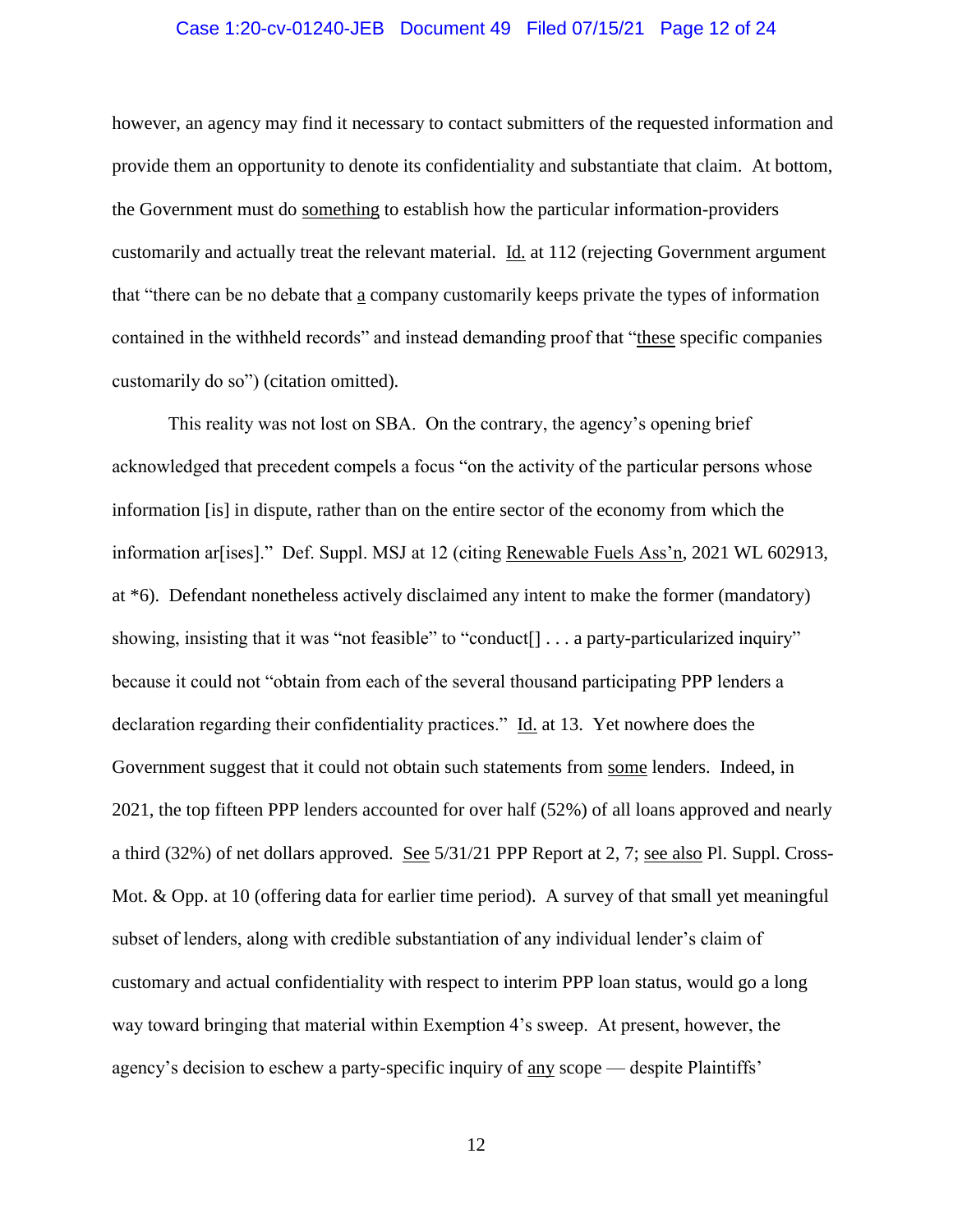however, an agency may find it necessary to contact submitters of the requested information and provide them an opportunity to denote its confidentiality and substantiate that claim. At bottom, the Government must do something to establish how the particular information-providers customarily and actually treat the relevant material. Id. at 112 (rejecting Government argument that "there can be no debate that a company customarily keeps private the types of information contained in the withheld records" and instead demanding proof that "these specific companies customarily do so") (citation omitted).

This reality was not lost on SBA. On the contrary, the agency's opening brief acknowledged that precedent compels a focus "on the activity of the particular persons whose information [is] in dispute, rather than on the entire sector of the economy from which the information ar[ises]." Def. Suppl. MSJ at 12 (citing Renewable Fuels Ass'n, 2021 WL 602913, at *6). Defendant nonetheless actively disclaimed any intent to make the former (mandatory) showing, insisting that it was "not feasible" to "conduct[] . . . a party-particularized inquiry" because it could not "obtain from each of the several thousand participating PPP lenders a declaration regarding their confidentiality practices." Id. at 13. Yet nowhere does the Government suggest that it could not obtain such statements from some lenders. Indeed, in 2021, the top fifteen PPP lenders accounted for over half (52%) of all loans approved and nearly a third (32%) of net dollars approved. See 5/31/21 PPP Report at 2, 7; see also Pl. Suppl. Cross-Mot. & Opp. at 10 (offering data for earlier time period). A survey of that small yet meaningful subset of lenders, along with credible substantiation of any individual lender's claim of customary and actual confidentiality with respect to interim PPP loan status, would go a long way toward bringing that material within Exemption 4's sweep. At present, however, the agency's decision to eschew a party-specific inquiry of any scope — despite Plaintiffs'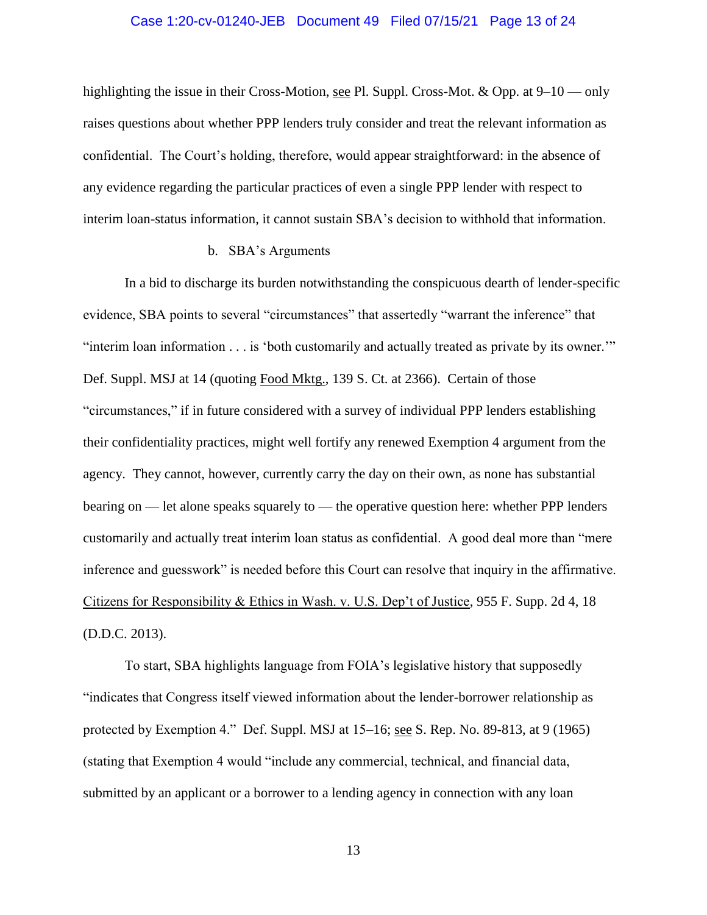highlighting the issue in their Cross-Motion, see Pl. Suppl. Cross-Mot. & Opp. at 9–10 — only raises questions about whether PPP lenders truly consider and treat the relevant information as confidential. The Court's holding, therefore, would appear straightforward: in the absence of any evidence regarding the particular practices of even a single PPP lender with respect to interim loan-status information, it cannot sustain SBA's decision to withhold that information.

b. SBA's Arguments

In a bid to discharge its burden notwithstanding the conspicuous dearth of lender-specific evidence, SBA points to several "circumstances" that assertedly "warrant the inference" that "interim loan information . . . is 'both customarily and actually treated as private by its owner.'" Def. Suppl. MSJ at 14 (quoting Food Mktg., 139 S. Ct. at 2366). Certain of those "circumstances," if in future considered with a survey of individual PPP lenders establishing their confidentiality practices, might well fortify any renewed Exemption 4 argument from the agency. They cannot, however, currently carry the day on their own, as none has substantial bearing on — let alone speaks squarely to — the operative question here: whether PPP lenders customarily and actually treat interim loan status as confidential. A good deal more than "mere inference and guesswork" is needed before this Court can resolve that inquiry in the affirmative. Citizens for Responsibility & Ethics in Wash. v. U.S. Dep't of Justice, 955 F. Supp. 2d 4, 18 (D.D.C. 2013).

To start, SBA highlights language from FOIA's legislative history that supposedly "indicates that Congress itself viewed information about the lender-borrower relationship as protected by Exemption 4." Def. Suppl. MSJ at 15–16; see S. Rep. No. 89-813, at 9 (1965) (stating that Exemption 4 would "include any commercial, technical, and financial data, submitted by an applicant or a borrower to a lending agency in connection with any loan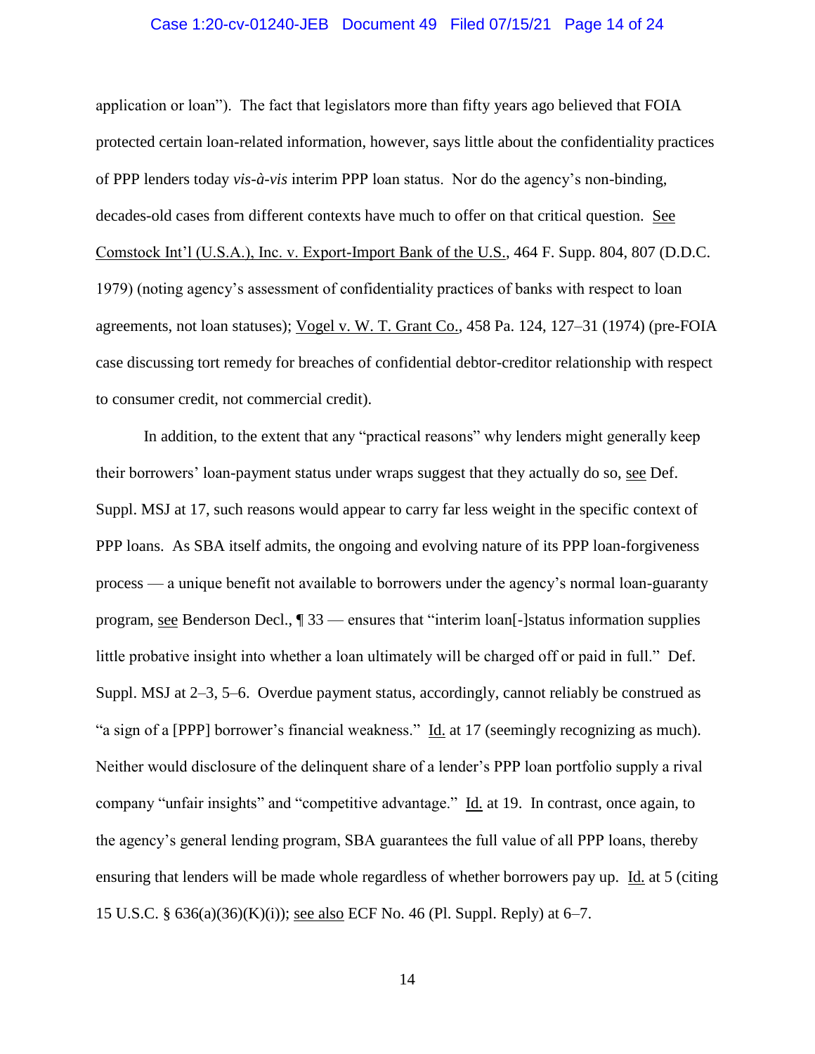application or loan"). The fact that legislators more than fifty years ago believed that FOIA protected certain loan-related information, however, says little about the confidentiality practices of PPP lenders today *vis-à-vis* interim PPP loan status. Nor do the agency's non-binding, decades-old cases from different contexts have much to offer on that critical question. See Comstock Int'l (U.S.A.), Inc. v. Export-Import Bank of the U.S., 464 F. Supp. 804, 807 (D.D.C. 1979) (noting agency's assessment of confidentiality practices of banks with respect to loan agreements, not loan statuses); Vogel v. W. T. Grant Co., 458 Pa. 124, 127–31 (1974) (pre-FOIA case discussing tort remedy for breaches of confidential debtor-creditor relationship with respect to consumer credit, not commercial credit).

In addition, to the extent that any "practical reasons" why lenders might generally keep their borrowers' loan-payment status under wraps suggest that they actually do so, see Def. Suppl. MSJ at 17, such reasons would appear to carry far less weight in the specific context of PPP loans. As SBA itself admits, the ongoing and evolving nature of its PPP loan-forgiveness process — a unique benefit not available to borrowers under the agency's normal loan-guaranty program, see Benderson Decl., ¶ 33 — ensures that "interim loan[-]status information supplies little probative insight into whether a loan ultimately will be charged off or paid in full." Def. Suppl. MSJ at 2–3, 5–6. Overdue payment status, accordingly, cannot reliably be construed as "a sign of a [PPP] borrower's financial weakness." Id. at 17 (seemingly recognizing as much). Neither would disclosure of the delinquent share of a lender's PPP loan portfolio supply a rival company "unfair insights" and "competitive advantage." Id. at 19. In contrast, once again, to the agency's general lending program, SBA guarantees the full value of all PPP loans, thereby ensuring that lenders will be made whole regardless of whether borrowers pay up. Id. at 5 (citing 15 U.S.C. § 636(a)(36)(K)(i)); see also ECF No. 46 (Pl. Suppl. Reply) at 6–7.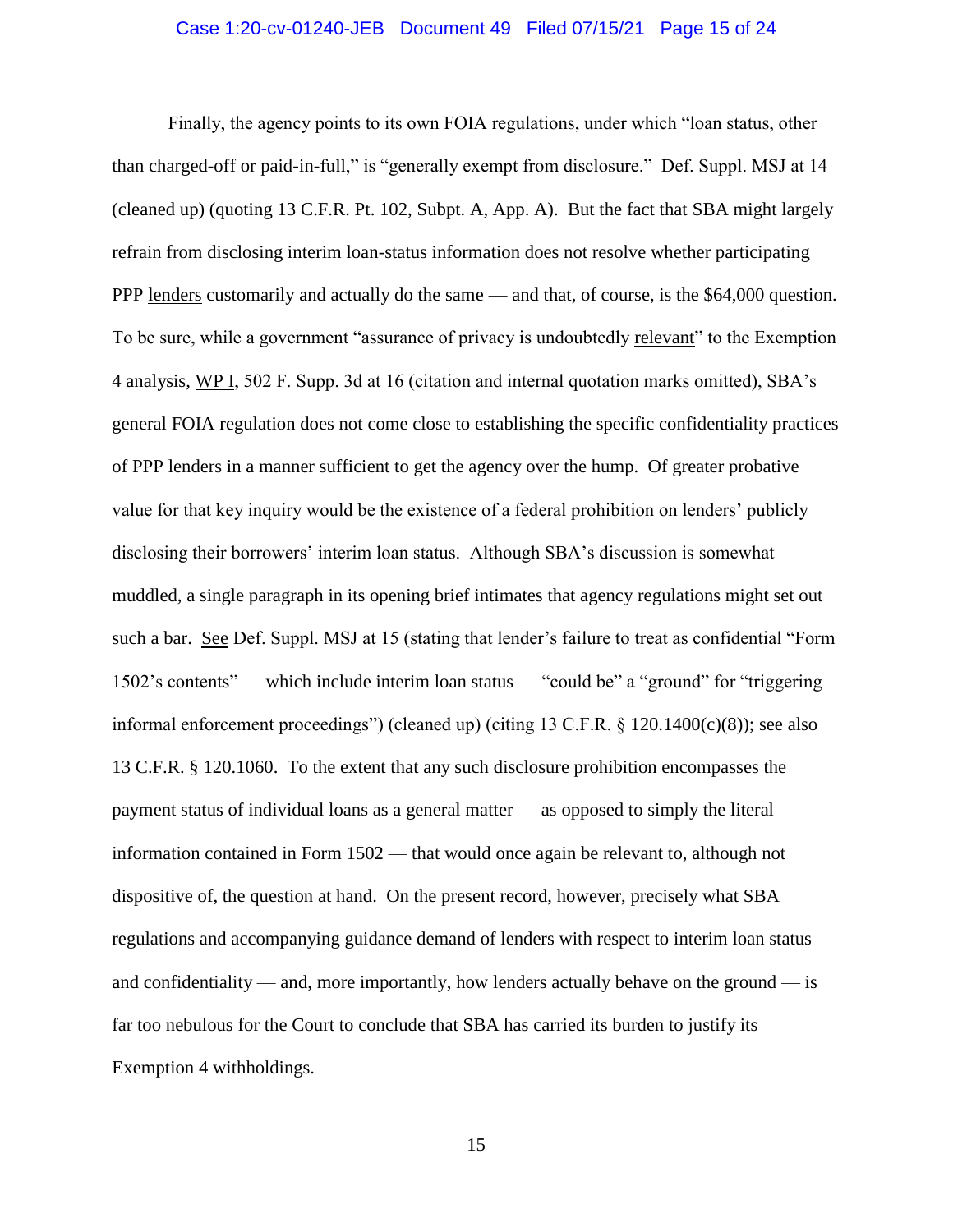Finally, the agency points to its own FOIA regulations, under which "loan status, other than charged-off or paid-in-full," is "generally exempt from disclosure." Def. Suppl. MSJ at 14 (cleaned up) (quoting 13 C.F.R. Pt. 102, Subpt. A, App. A). But the fact that SBA might largely refrain from disclosing interim loan-status information does not resolve whether participating PPP lenders customarily and actually do the same — and that, of course, is the $64,000 question. To be sure, while a government "assurance of privacy is undoubtedly relevant" to the Exemption 4 analysis, WP I, 502 F. Supp. 3d at 16 (citation and internal quotation marks omitted), SBA's general FOIA regulation does not come close to establishing the specific confidentiality practices of PPP lenders in a manner sufficient to get the agency over the hump. Of greater probative value for that key inquiry would be the existence of a federal prohibition on lenders' publicly disclosing their borrowers' interim loan status. Although SBA's discussion is somewhat muddled, a single paragraph in its opening brief intimates that agency regulations might set out such a bar. See Def. Suppl. MSJ at 15 (stating that lender's failure to treat as confidential "Form 1502's contents" — which include interim loan status — "could be" a "ground" for "triggering informal enforcement proceedings") (cleaned up) (citing 13 C.F.R. § 120.1400(c)(8)); see also 13 C.F.R. § 120.1060. To the extent that any such disclosure prohibition encompasses the payment status of individual loans as a general matter — as opposed to simply the literal information contained in Form 1502 — that would once again be relevant to, although not dispositive of, the question at hand. On the present record, however, precisely what SBA regulations and accompanying guidance demand of lenders with respect to interim loan status and confidentiality — and, more importantly, how lenders actually behave on the ground — is far too nebulous for the Court to conclude that SBA has carried its burden to justify its Exemption 4 withholdings.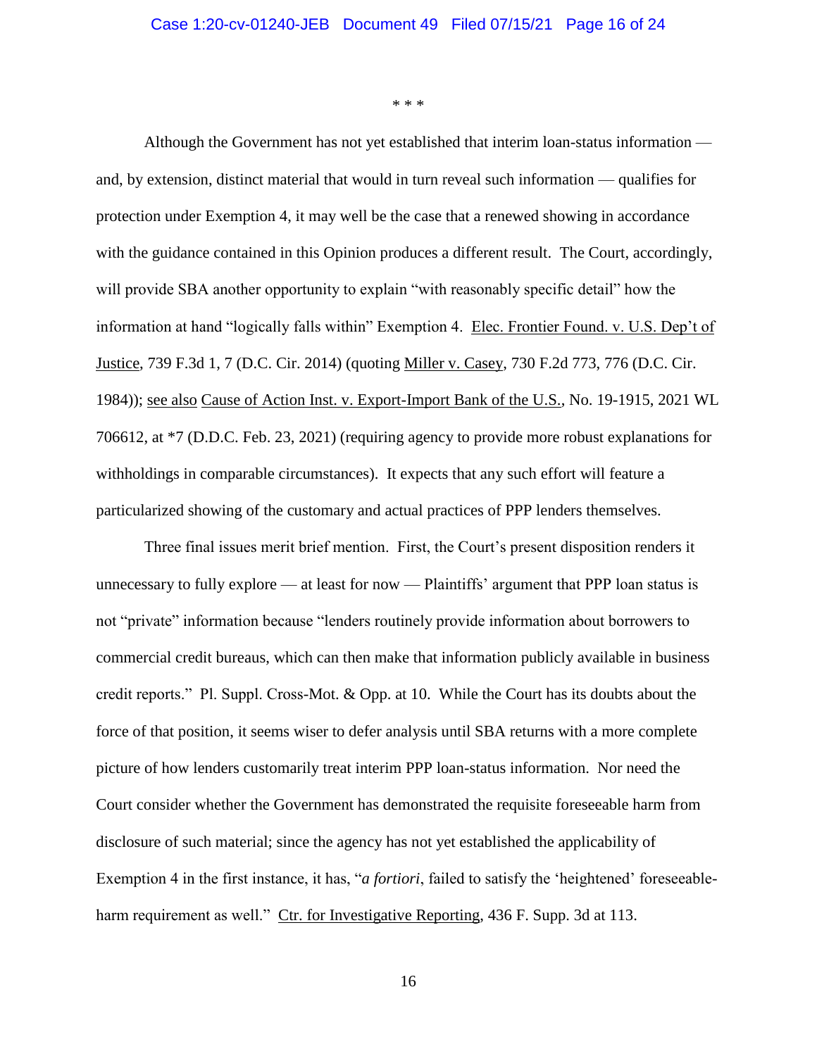\* \* \*

Although the Government has not yet established that interim loan-status information — and, by extension, distinct material that would in turn reveal such information — qualifies for protection under Exemption 4, it may well be the case that a renewed showing in accordance with the guidance contained in this Opinion produces a different result. The Court, accordingly, will provide SBA another opportunity to explain "with reasonably specific detail" how the information at hand "logically falls within" Exemption 4. Elec. Frontier Found. v. U.S. Dep't of Justice, 739 F.3d 1, 7 (D.C. Cir. 2014) (quoting Miller v. Casey, 730 F.2d 773, 776 (D.C. Cir. 1984)); see also Cause of Action Inst. v. Export-Import Bank of the U.S., No. 19-1915, 2021 WL 706612, at \*7 (D.D.C. Feb. 23, 2021) (requiring agency to provide more robust explanations for withholdings in comparable circumstances). It expects that any such effort will feature a particularized showing of the customary and actual practices of PPP lenders themselves.

Three final issues merit brief mention. First, the Court's present disposition renders it unnecessary to fully explore — at least for now — Plaintiffs' argument that PPP loan status is not "private" information because "lenders routinely provide information about borrowers to commercial credit bureaus, which can then make that information publicly available in business credit reports." Pl. Suppl. Cross-Mot. & Opp. at 10. While the Court has its doubts about the force of that position, it seems wiser to defer analysis until SBA returns with a more complete picture of how lenders customarily treat interim PPP loan-status information. Nor need the Court consider whether the Government has demonstrated the requisite foreseeable harm from disclosure of such material; since the agency has not yet established the applicability of Exemption 4 in the first instance, it has, "*a fortiori*, failed to satisfy the 'heightened' foreseeable-harm requirement as well." Ctr. for Investigative Reporting, 436 F. Supp. 3d at 113.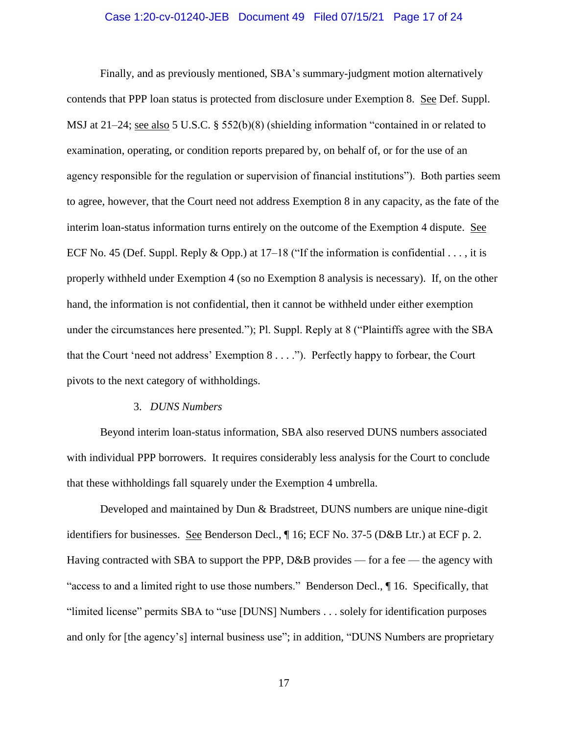Finally, and as previously mentioned, SBA's summary-judgment motion alternatively contends that PPP loan status is protected from disclosure under Exemption 8. See Def. Suppl. MSJ at 21–24; see also 5 U.S.C. § 552(b)(8) (shielding information "contained in or related to examination, operating, or condition reports prepared by, on behalf of, or for the use of an agency responsible for the regulation or supervision of financial institutions"). Both parties seem to agree, however, that the Court need not address Exemption 8 in any capacity, as the fate of the interim loan-status information turns entirely on the outcome of the Exemption 4 dispute. See ECF No. 45 (Def. Suppl. Reply & Opp.) at 17–18 ("If the information is confidential . . . , it is properly withheld under Exemption 4 (so no Exemption 8 analysis is necessary). If, on the other hand, the information is not confidential, then it cannot be withheld under either exemption under the circumstances here presented."); Pl. Suppl. Reply at 8 ("Plaintiffs agree with the SBA that the Court 'need not address' Exemption 8 . . . ."). Perfectly happy to forbear, the Court pivots to the next category of withholdings.

### 3. *DUNS Numbers*

Beyond interim loan-status information, SBA also reserved DUNS numbers associated with individual PPP borrowers. It requires considerably less analysis for the Court to conclude that these withholdings fall squarely under the Exemption 4 umbrella.

Developed and maintained by Dun & Bradstreet, DUNS numbers are unique nine-digit identifiers for businesses. See Benderson Decl., ¶ 16; ECF No. 37-5 (D&B Ltr.) at ECF p. 2. Having contracted with SBA to support the PPP, D&B provides — for a fee — the agency with "access to and a limited right to use those numbers." Benderson Decl., ¶ 16. Specifically, that "limited license" permits SBA to "use [DUNS] Numbers . . . solely for identification purposes and only for [the agency's] internal business use"; in addition, "DUNS Numbers are proprietary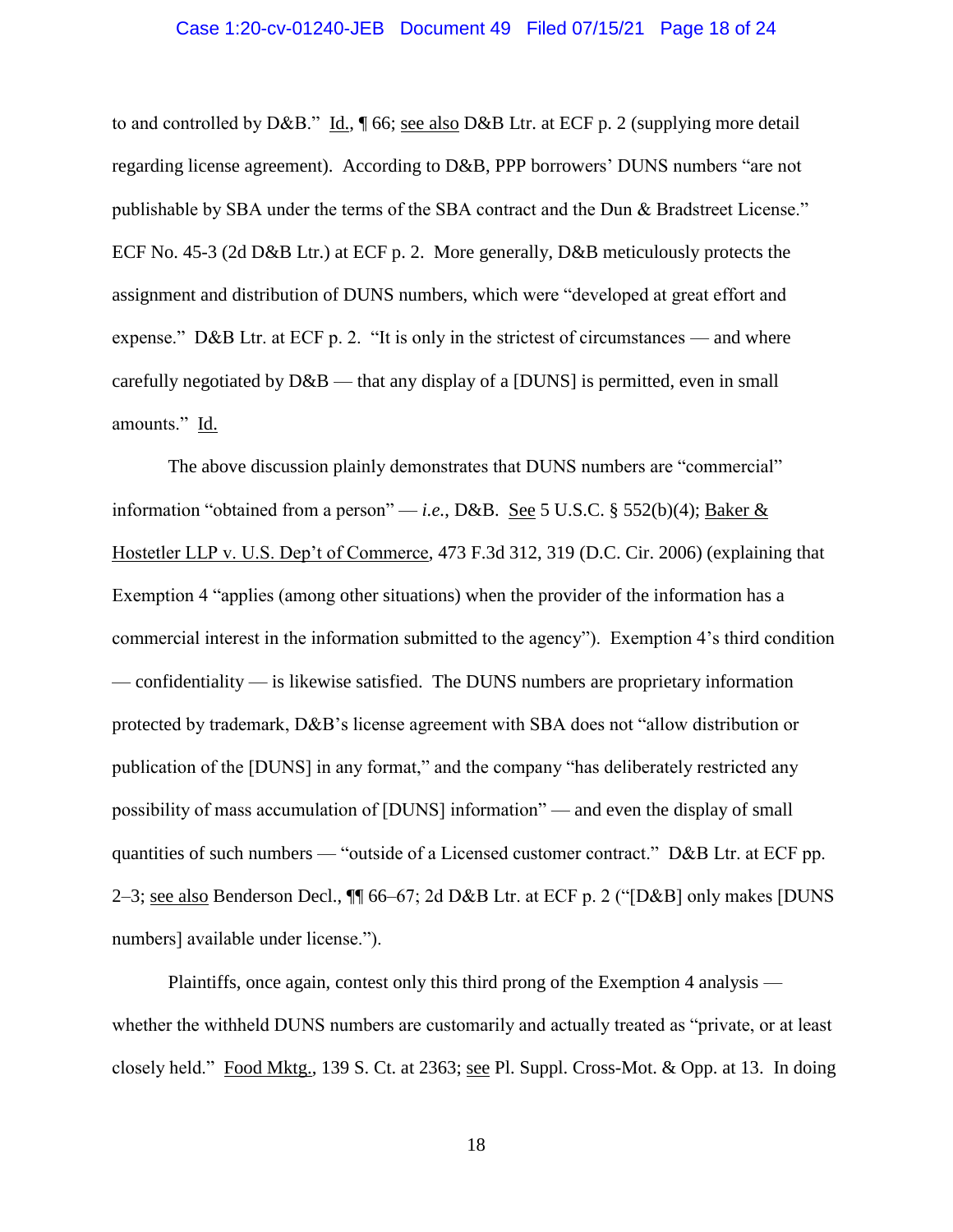to and controlled by D&B." Id., ¶ 66; see also D&B Ltr. at ECF p. 2 (supplying more detail regarding license agreement). According to D&B, PPP borrowers' DUNS numbers "are not publishable by SBA under the terms of the SBA contract and the Dun & Bradstreet License." ECF No. 45-3 (2d D&B Ltr.) at ECF p. 2. More generally, D&B meticulously protects the assignment and distribution of DUNS numbers, which were "developed at great effort and expense." D&B Ltr. at ECF p. 2. "It is only in the strictest of circumstances — and where carefully negotiated by D&B — that any display of a [DUNS] is permitted, even in small amounts." Id.

The above discussion plainly demonstrates that DUNS numbers are "commercial" information "obtained from a person" — *i.e.*, D&B. See 5 U.S.C. § 552(b)(4); Baker & Hostetler LLP v. U.S. Dep't of Commerce, 473 F.3d 312, 319 (D.C. Cir. 2006) (explaining that Exemption 4 "applies (among other situations) when the provider of the information has a commercial interest in the information submitted to the agency"). Exemption 4's third condition — confidentiality — is likewise satisfied. The DUNS numbers are proprietary information protected by trademark, D&B's license agreement with SBA does not "allow distribution or publication of the [DUNS] in any format," and the company "has deliberately restricted any possibility of mass accumulation of [DUNS] information" — and even the display of small quantities of such numbers — "outside of a Licensed customer contract." D&B Ltr. at ECF pp. 2–3; see also Benderson Decl., ¶¶ 66–67; 2d D&B Ltr. at ECF p. 2 ("[D&B] only makes [DUNS numbers] available under license.").

Plaintiffs, once again, contest only this third prong of the Exemption 4 analysis — whether the withheld DUNS numbers are customarily and actually treated as "private, or at least closely held." Food Mktg., 139 S. Ct. at 2363; see Pl. Suppl. Cross-Mot. & Opp. at 13. In doing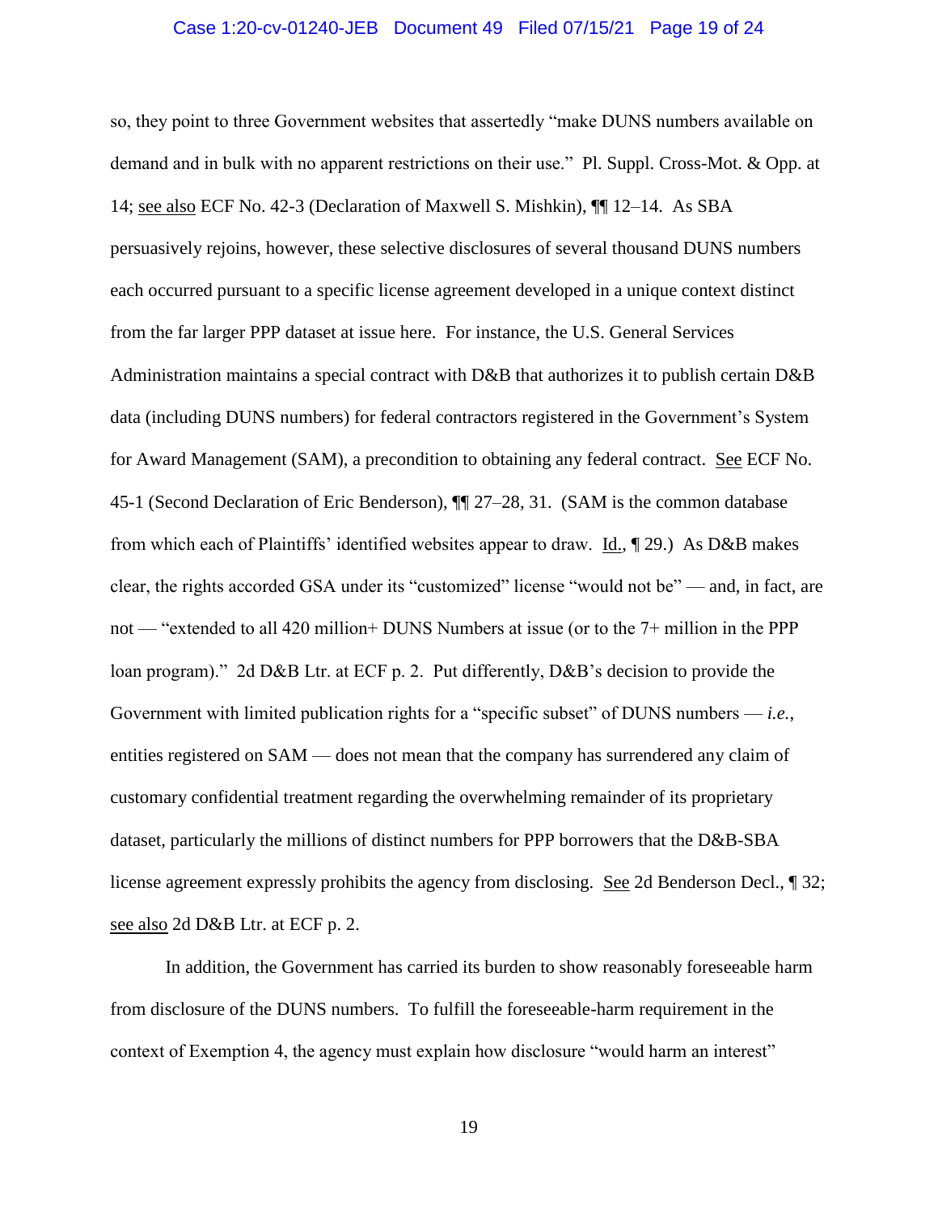so, they point to three Government websites that assertedly "make DUNS numbers available on demand and in bulk with no apparent restrictions on their use." Pl. Suppl. Cross-Mot. & Opp. at 14; see also ECF No. 42-3 (Declaration of Maxwell S. Mishkin), ¶¶ 12–14. As SBA persuasively rejoins, however, these selective disclosures of several thousand DUNS numbers each occurred pursuant to a specific license agreement developed in a unique context distinct from the far larger PPP dataset at issue here. For instance, the U.S. General Services Administration maintains a special contract with D&B that authorizes it to publish certain D&B data (including DUNS numbers) for federal contractors registered in the Government's System for Award Management (SAM), a precondition to obtaining any federal contract. See ECF No. 45-1 (Second Declaration of Eric Benderson), ¶¶ 27–28, 31. (SAM is the common database from which each of Plaintiffs' identified websites appear to draw. Id., ¶ 29.) As D&B makes clear, the rights accorded GSA under its "customized" license "would not be" — and, in fact, are not — "extended to all 420 million+ DUNS Numbers at issue (or to the 7+ million in the PPP loan program)." 2d D&B Ltr. at ECF p. 2. Put differently, D&B's decision to provide the Government with limited publication rights for a "specific subset" of DUNS numbers — *i.e.*, entities registered on SAM — does not mean that the company has surrendered any claim of customary confidential treatment regarding the overwhelming remainder of its proprietary dataset, particularly the millions of distinct numbers for PPP borrowers that the D&B-SBA license agreement expressly prohibits the agency from disclosing. See 2d Benderson Decl., ¶ 32; see also 2d D&B Ltr. at ECF p. 2.

In addition, the Government has carried its burden to show reasonably foreseeable harm from disclosure of the DUNS numbers. To fulfill the foreseeable-harm requirement in the context of Exemption 4, the agency must explain how disclosure "would harm an interest"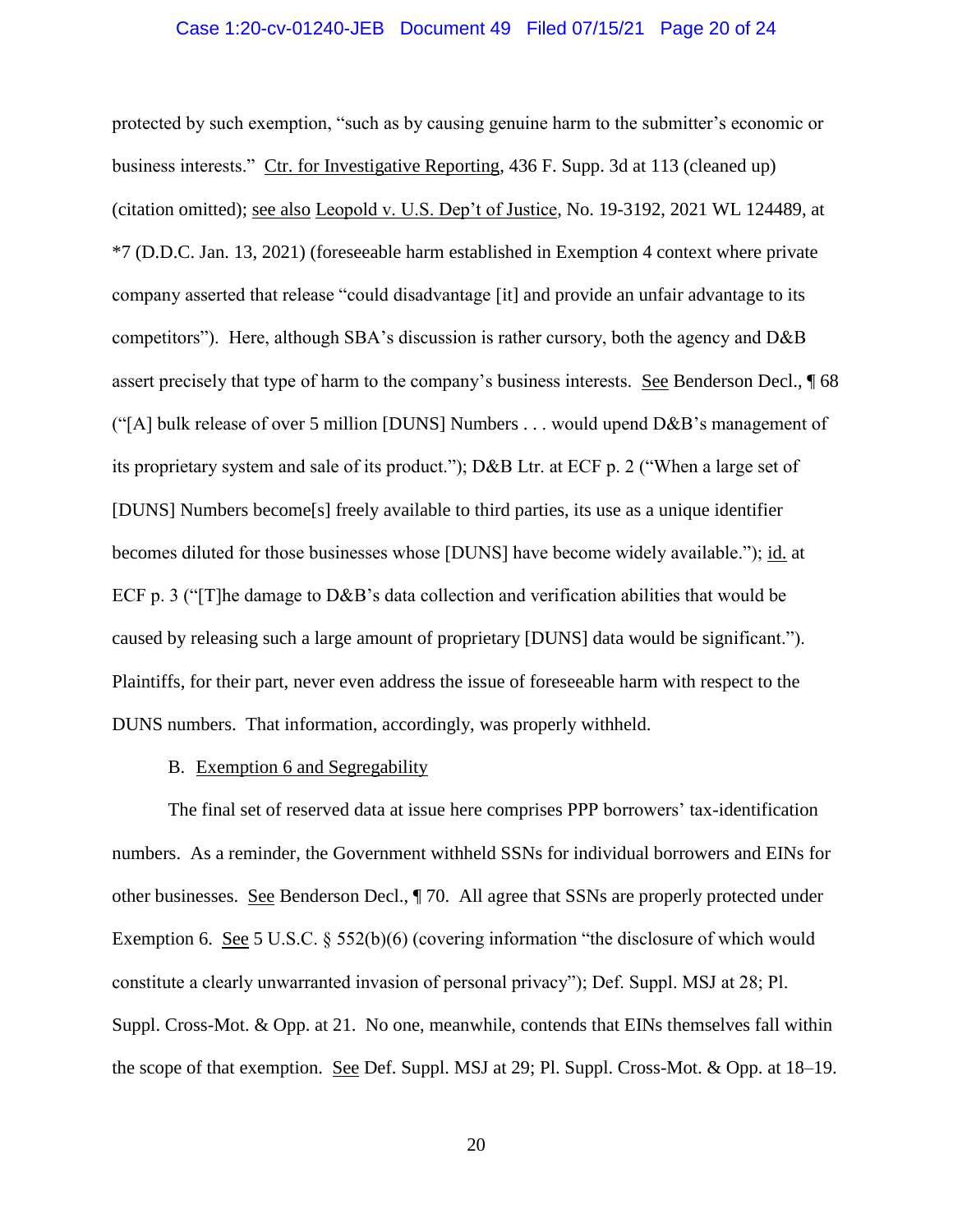protected by such exemption, "such as by causing genuine harm to the submitter's economic or business interests." Ctr. for Investigative Reporting, 436 F. Supp. 3d at 113 (cleaned up) (citation omitted); see also Leopold v. U.S. Dep't of Justice, No. 19-3192, 2021 WL 124489, at *7 (D.D.C. Jan. 13, 2021) (foreseeable harm established in Exemption 4 context where private company asserted that release "could disadvantage [it] and provide an unfair advantage to its competitors"). Here, although SBA's discussion is rather cursory, both the agency and D&B assert precisely that type of harm to the company's business interests. See Benderson Decl., ¶ 68 ("[A] bulk release of over 5 million [DUNS] Numbers . . . would upend D&B's management of its proprietary system and sale of its product."); D&B Ltr. at ECF p. 2 ("When a large set of [DUNS] Numbers become[s] freely available to third parties, its use as a unique identifier becomes diluted for those businesses whose [DUNS] have become widely available."); id. at ECF p. 3 ("[T]he damage to D&B's data collection and verification abilities that would be caused by releasing such a large amount of proprietary [DUNS] data would be significant."). Plaintiffs, for their part, never even address the issue of foreseeable harm with respect to the DUNS numbers. That information, accordingly, was properly withheld.

### B. Exemption 6 and Segregability

The final set of reserved data at issue here comprises PPP borrowers' tax-identification numbers. As a reminder, the Government withheld SSNs for individual borrowers and EINs for other businesses. See Benderson Decl., ¶ 70. All agree that SSNs are properly protected under Exemption 6. See 5 U.S.C. § 552(b)(6) (covering information "the disclosure of which would constitute a clearly unwarranted invasion of personal privacy"); Def. Suppl. MSJ at 28; Pl. Suppl. Cross-Mot. & Opp. at 21. No one, meanwhile, contends that EINs themselves fall within the scope of that exemption. See Def. Suppl. MSJ at 29; Pl. Suppl. Cross-Mot. & Opp. at 18–19.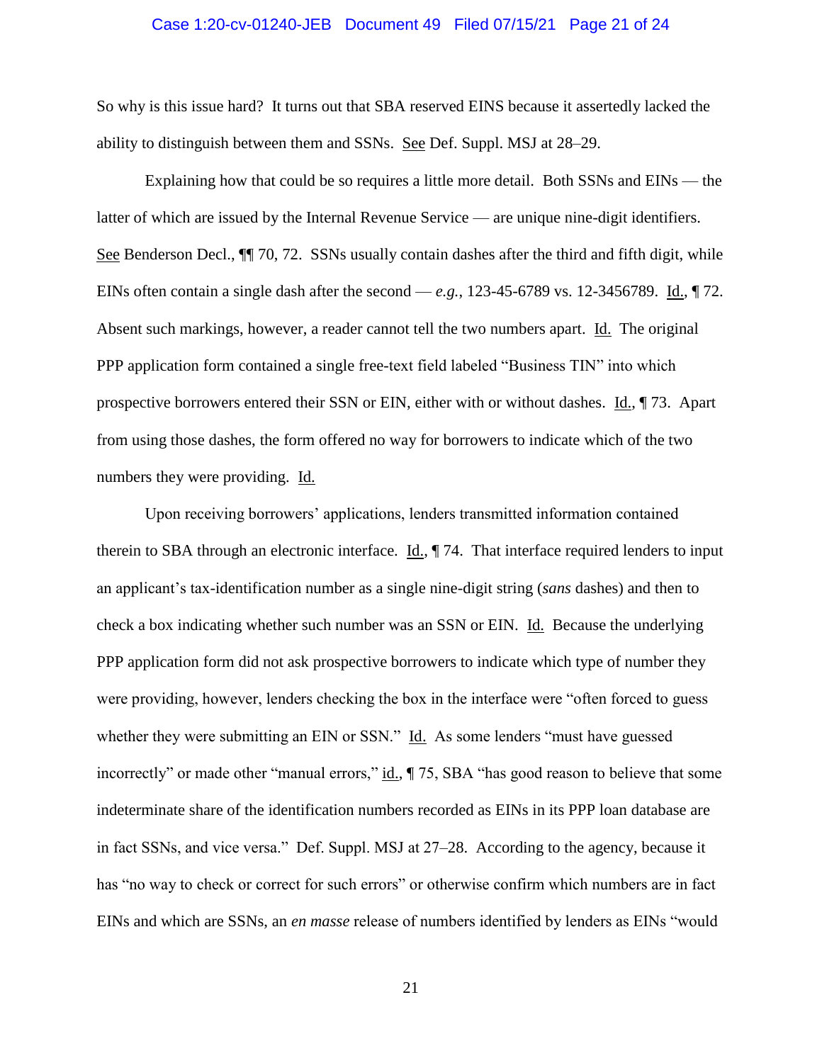So why is this issue hard? It turns out that SBA reserved EINS because it assertedly lacked the ability to distinguish between them and SSNs. See Def. Suppl. MSJ at 28–29.

Explaining how that could be so requires a little more detail. Both SSNs and EINs — the latter of which are issued by the Internal Revenue Service — are unique nine-digit identifiers. See Benderson Decl., ¶¶ 70, 72. SSNs usually contain dashes after the third and fifth digit, while EINs often contain a single dash after the second — *e.g.*, 123-45-6789 vs. 12-3456789. Id., ¶ 72. Absent such markings, however, a reader cannot tell the two numbers apart. Id. The original PPP application form contained a single free-text field labeled "Business TIN" into which prospective borrowers entered their SSN or EIN, either with or without dashes. Id., ¶ 73. Apart from using those dashes, the form offered no way for borrowers to indicate which of the two numbers they were providing. Id.

Upon receiving borrowers' applications, lenders transmitted information contained therein to SBA through an electronic interface. Id., ¶ 74. That interface required lenders to input an applicant's tax-identification number as a single nine-digit string (*sans* dashes) and then to check a box indicating whether such number was an SSN or EIN. Id. Because the underlying PPP application form did not ask prospective borrowers to indicate which type of number they were providing, however, lenders checking the box in the interface were "often forced to guess whether they were submitting an EIN or SSN." Id. As some lenders "must have guessed incorrectly" or made other "manual errors," id., ¶ 75, SBA "has good reason to believe that some indeterminate share of the identification numbers recorded as EINs in its PPP loan database are in fact SSNs, and vice versa." Def. Suppl. MSJ at 27–28. According to the agency, because it has "no way to check or correct for such errors" or otherwise confirm which numbers are in fact EINs and which are SSNs, an *en masse* release of numbers identified by lenders as EINs "would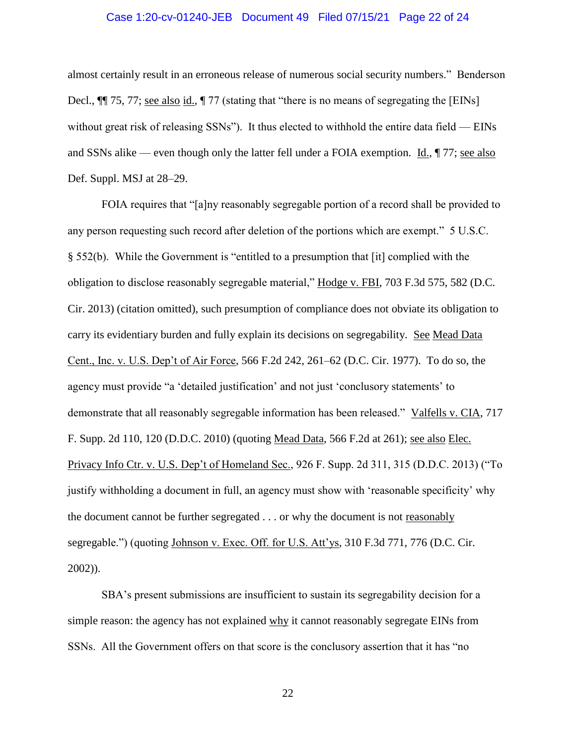almost certainly result in an erroneous release of numerous social security numbers." Benderson Decl., ¶¶ 75, 77; see also id., ¶ 77 (stating that "there is no means of segregating the [EINs] without great risk of releasing SSNs"). It thus elected to withhold the entire data field — EINs and SSNs alike — even though only the latter fell under a FOIA exemption. Id., ¶ 77; see also Def. Suppl. MSJ at 28–29.

FOIA requires that "[a]ny reasonably segregable portion of a record shall be provided to any person requesting such record after deletion of the portions which are exempt." 5 U.S.C. § 552(b). While the Government is "entitled to a presumption that [it] complied with the obligation to disclose reasonably segregable material," Hodge v. FBI, 703 F.3d 575, 582 (D.C. Cir. 2013) (citation omitted), such presumption of compliance does not obviate its obligation to carry its evidentiary burden and fully explain its decisions on segregability. See Mead Data Cent., Inc. v. U.S. Dep't of Air Force, 566 F.2d 242, 261–62 (D.C. Cir. 1977). To do so, the agency must provide "a 'detailed justification' and not just 'conclusory statements' to demonstrate that all reasonably segregable information has been released." Valfells v. CIA, 717 F. Supp. 2d 110, 120 (D.D.C. 2010) (quoting Mead Data, 566 F.2d at 261); see also Elec. Privacy Info Ctr. v. U.S. Dep't of Homeland Sec., 926 F. Supp. 2d 311, 315 (D.D.C. 2013) ("To justify withholding a document in full, an agency must show with 'reasonable specificity' why the document cannot be further segregated . . . or why the document is not reasonably segregable.") (quoting Johnson v. Exec. Off. for U.S. Att'ys, 310 F.3d 771, 776 (D.C. Cir. 2002)).

SBA's present submissions are insufficient to sustain its segregability decision for a simple reason: the agency has not explained why it cannot reasonably segregate EINs from SSNs. All the Government offers on that score is the conclusory assertion that it has "no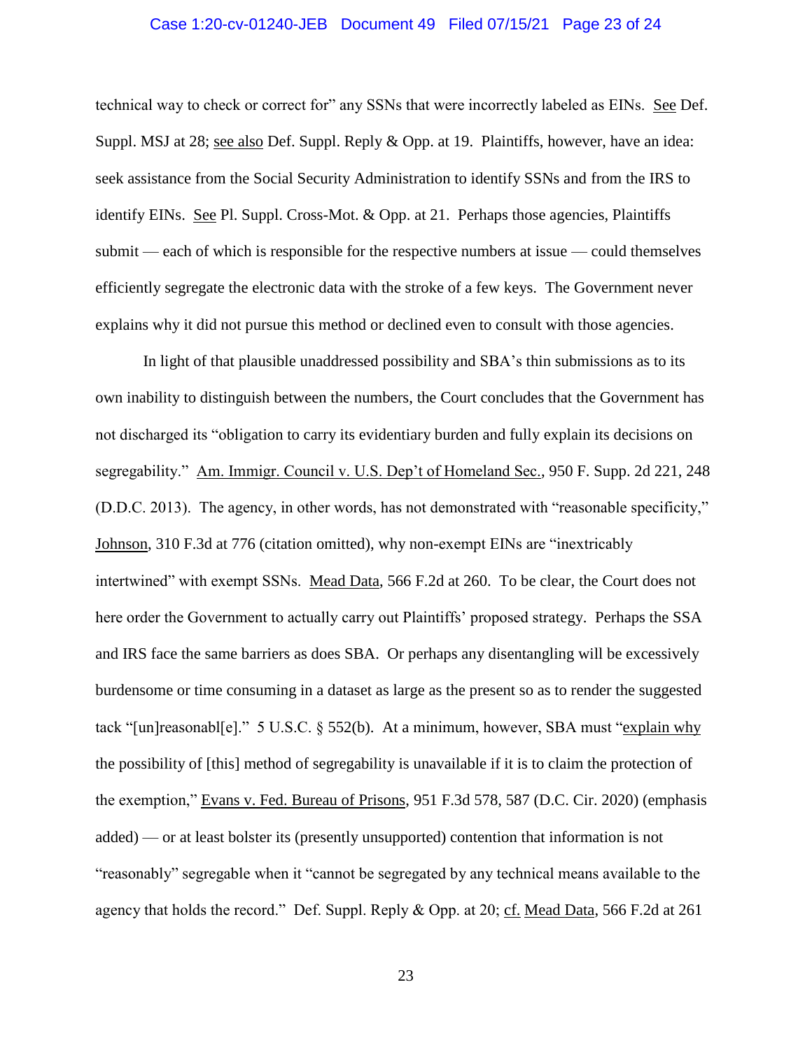technical way to check or correct for" any SSNs that were incorrectly labeled as EINs. See Def. Suppl. MSJ at 28; see also Def. Suppl. Reply & Opp. at 19. Plaintiffs, however, have an idea: seek assistance from the Social Security Administration to identify SSNs and from the IRS to identify EINs. See Pl. Suppl. Cross-Mot. & Opp. at 21. Perhaps those agencies, Plaintiffs submit — each of which is responsible for the respective numbers at issue — could themselves efficiently segregate the electronic data with the stroke of a few keys. The Government never explains why it did not pursue this method or declined even to consult with those agencies.

In light of that plausible unaddressed possibility and SBA's thin submissions as to its own inability to distinguish between the numbers, the Court concludes that the Government has not discharged its "obligation to carry its evidentiary burden and fully explain its decisions on segregability." Am. Immigr. Council v. U.S. Dep't of Homeland Sec., 950 F. Supp. 2d 221, 248 (D.D.C. 2013). The agency, in other words, has not demonstrated with "reasonable specificity," Johnson, 310 F.3d at 776 (citation omitted), why non-exempt EINs are "inextricably intertwined" with exempt SSNs. Mead Data, 566 F.2d at 260. To be clear, the Court does not here order the Government to actually carry out Plaintiffs' proposed strategy. Perhaps the SSA and IRS face the same barriers as does SBA. Or perhaps any disentangling will be excessively burdensome or time consuming in a dataset as large as the present so as to render the suggested tack "[un]reasonabl[e]." 5 U.S.C. § 552(b). At a minimum, however, SBA must "explain why the possibility of [this] method of segregability is unavailable if it is to claim the protection of the exemption," Evans v. Fed. Bureau of Prisons, 951 F.3d 578, 587 (D.C. Cir. 2020) (emphasis added) — or at least bolster its (presently unsupported) contention that information is not "reasonably" segregable when it "cannot be segregated by any technical means available to the agency that holds the record." Def. Suppl. Reply & Opp. at 20; cf. Mead Data, 566 F.2d at 261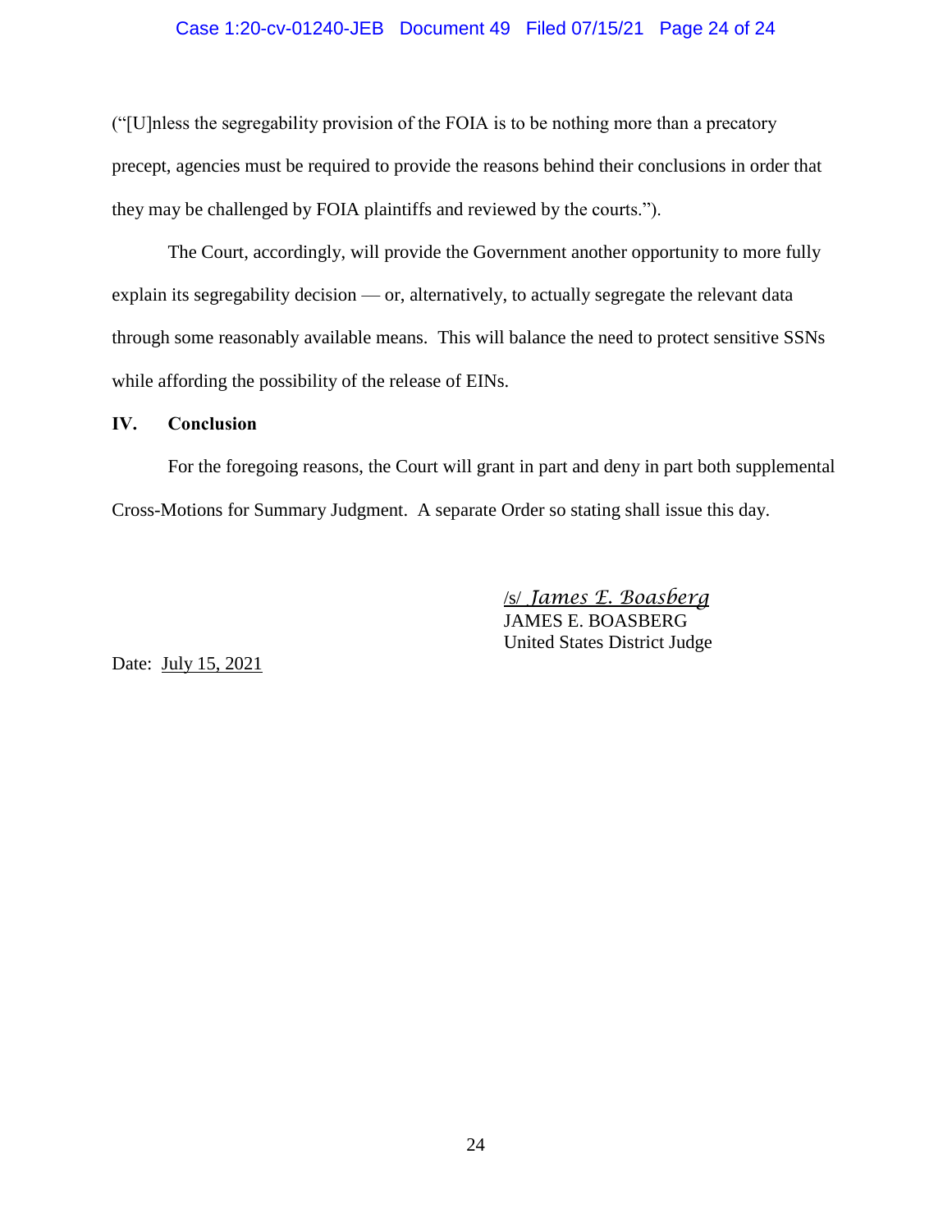("[U]nless the segregability provision of the FOIA is to be nothing more than a precatory precept, agencies must be required to provide the reasons behind their conclusions in order that they may be challenged by FOIA plaintiffs and reviewed by the courts.").

The Court, accordingly, will provide the Government another opportunity to more fully explain its segregability decision — or, alternatively, to actually segregate the relevant data through some reasonably available means. This will balance the need to protect sensitive SSNs while affording the possibility of the release of EINs.

## IV. Conclusion

For the foregoing reasons, the Court will grant in part and deny in part both supplemental Cross-Motions for Summary Judgment. A separate Order so stating shall issue this day.

/s/ *James E. Boasberg*
JAMES E. BOASBERG
United States District Judge

Date: July 15, 2021